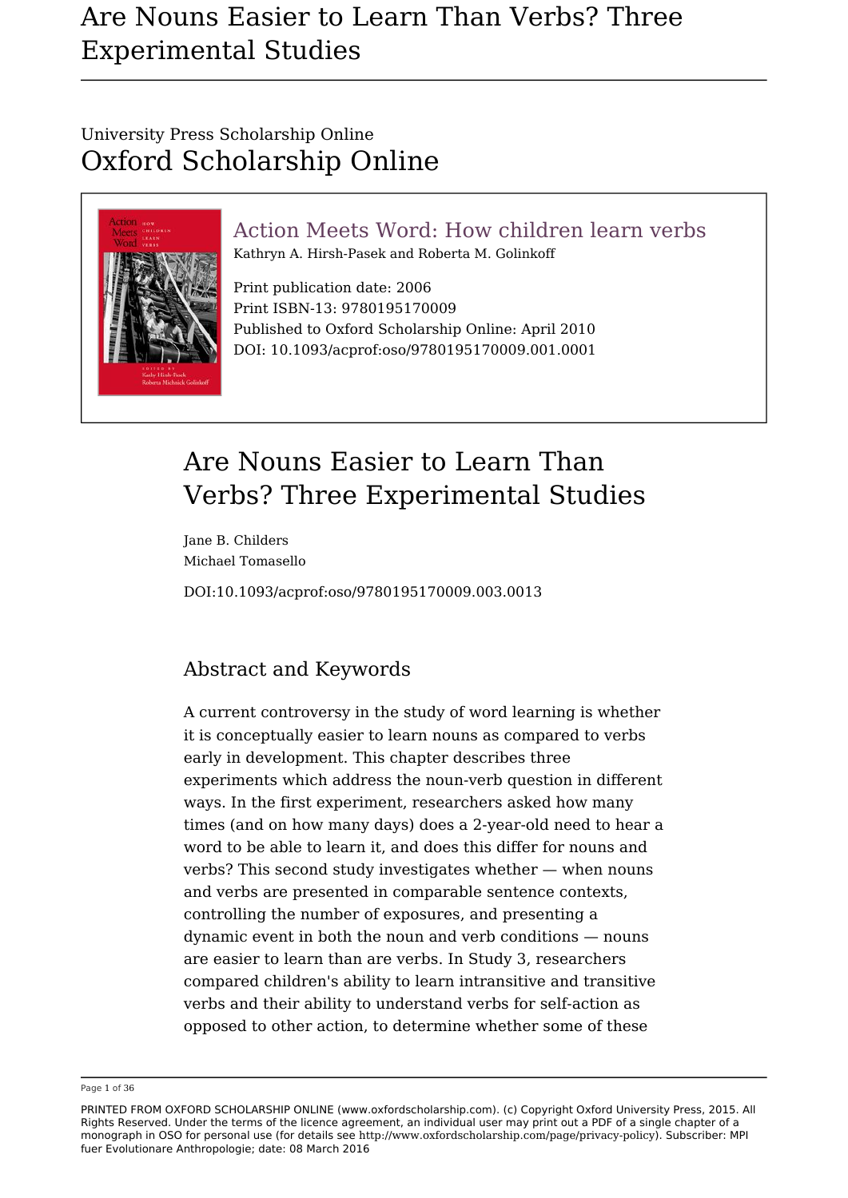University Press Scholarship Online

Oxford Scholarship Online

Action Meets Word: How children learn verbs

Kathryn A. Hirsh-Pasek and Roberta M. Golinkoff

Print publication date: 2006
Print ISBN-13: 9780195170009
Published to Oxford Scholarship Online: April 2010
DOI: 10.1093/acprof:oso/9780195170009.001.0001

# Are Nouns Easier to Learn Than Verbs? Three Experimental Studies

Jane B. Childers
Michael Tomasello

DOI:10.1093/acprof:oso/9780195170009.003.0013

## Abstract and Keywords

A current controversy in the study of word learning is whether it is conceptually easier to learn nouns as compared to verbs early in development. This chapter describes three experiments which address the noun-verb question in different ways. In the first experiment, researchers asked how many times (and on how many days) does a 2-year-old need to hear a word to be able to learn it, and does this differ for nouns and verbs? This second study investigates whether — when nouns and verbs are presented in comparable sentence contexts, controlling the number of exposures, and presenting a dynamic event in both the noun and verb conditions — nouns are easier to learn than are verbs. In Study 3, researchers compared children's ability to learn intransitive and transitive verbs and their ability to understand verbs for self-action as opposed to other action, to determine whether some of these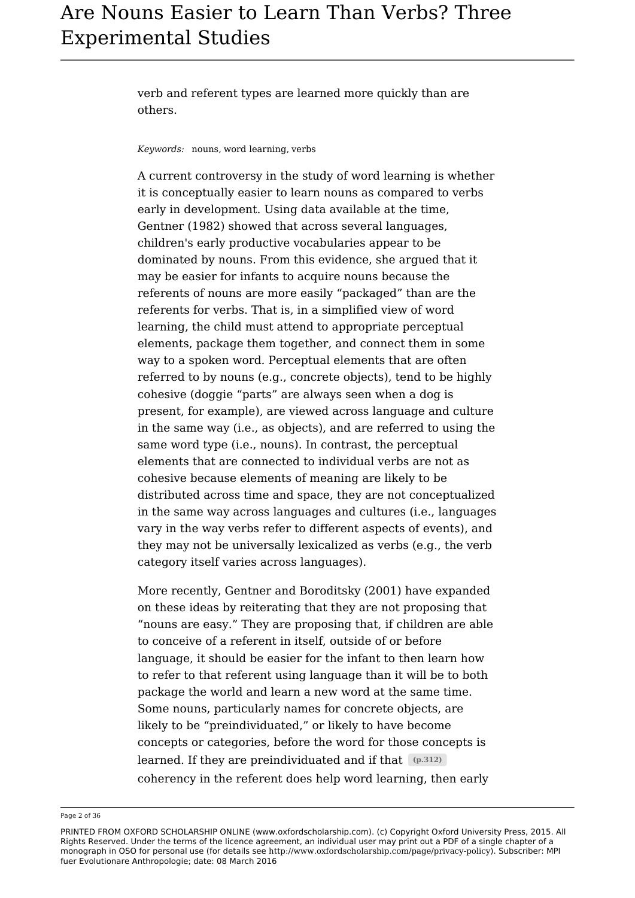verb and referent types are learned more quickly than are others.

*Keywords:* nouns, word learning, verbs

A current controversy in the study of word learning is whether it is conceptually easier to learn nouns as compared to verbs early in development. Using data available at the time, Gentner (1982) showed that across several languages, children's early productive vocabularies appear to be dominated by nouns. From this evidence, she argued that it may be easier for infants to acquire nouns because the referents of nouns are more easily "packaged" than are the referents for verbs. That is, in a simplified view of word learning, the child must attend to appropriate perceptual elements, package them together, and connect them in some way to a spoken word. Perceptual elements that are often referred to by nouns (e.g., concrete objects), tend to be highly cohesive (doggie "parts" are always seen when a dog is present, for example), are viewed across language and culture in the same way (i.e., as objects), and are referred to using the same word type (i.e., nouns). In contrast, the perceptual elements that are connected to individual verbs are not as cohesive because elements of meaning are likely to be distributed across time and space, they are not conceptualized in the same way across languages and cultures (i.e., languages vary in the way verbs refer to different aspects of events), and they may not be universally lexicalized as verbs (e.g., the verb category itself varies across languages).

More recently, Gentner and Boroditsky (2001) have expanded on these ideas by reiterating that they are not proposing that "nouns are easy." They are proposing that, if children are able to conceive of a referent in itself, outside of or before language, it should be easier for the infant to then learn how to refer to that referent using language than it will be to both package the world and learn a new word at the same time. Some nouns, particularly names for concrete objects, are likely to be "preindividuated," or likely to have become concepts or categories, before the word for those concepts is learned. If they are preindividuated and if that (p.312) coherency in the referent does help word learning, then early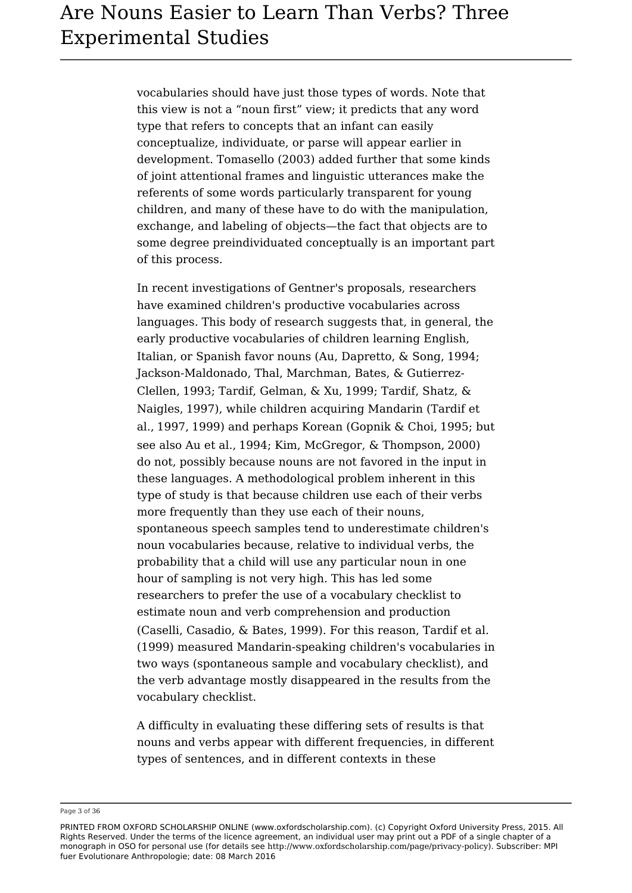vocabularies should have just those types of words. Note that this view is not a "noun first" view; it predicts that any word type that refers to concepts that an infant can easily conceptualize, individuate, or parse will appear earlier in development. Tomasello (2003) added further that some kinds of joint attentional frames and linguistic utterances make the referents of some words particularly transparent for young children, and many of these have to do with the manipulation, exchange, and labeling of objects—the fact that objects are to some degree preindividuated conceptually is an important part of this process.

In recent investigations of Gentner's proposals, researchers have examined children's productive vocabularies across languages. This body of research suggests that, in general, the early productive vocabularies of children learning English, Italian, or Spanish favor nouns (Au, Dapretto, & Song, 1994; Jackson-Maldonado, Thal, Marchman, Bates, & Gutierrez-Clellen, 1993; Tardif, Gelman, & Xu, 1999; Tardif, Shatz, & Naigles, 1997), while children acquiring Mandarin (Tardif et al., 1997, 1999) and perhaps Korean (Gopnik & Choi, 1995; but see also Au et al., 1994; Kim, McGregor, & Thompson, 2000) do not, possibly because nouns are not favored in the input in these languages. A methodological problem inherent in this type of study is that because children use each of their verbs more frequently than they use each of their nouns, spontaneous speech samples tend to underestimate children's noun vocabularies because, relative to individual verbs, the probability that a child will use any particular noun in one hour of sampling is not very high. This has led some researchers to prefer the use of a vocabulary checklist to estimate noun and verb comprehension and production (Caselli, Casadio, & Bates, 1999). For this reason, Tardif et al. (1999) measured Mandarin-speaking children's vocabularies in two ways (spontaneous sample and vocabulary checklist), and the verb advantage mostly disappeared in the results from the vocabulary checklist.

A difficulty in evaluating these differing sets of results is that nouns and verbs appear with different frequencies, in different types of sentences, and in different contexts in these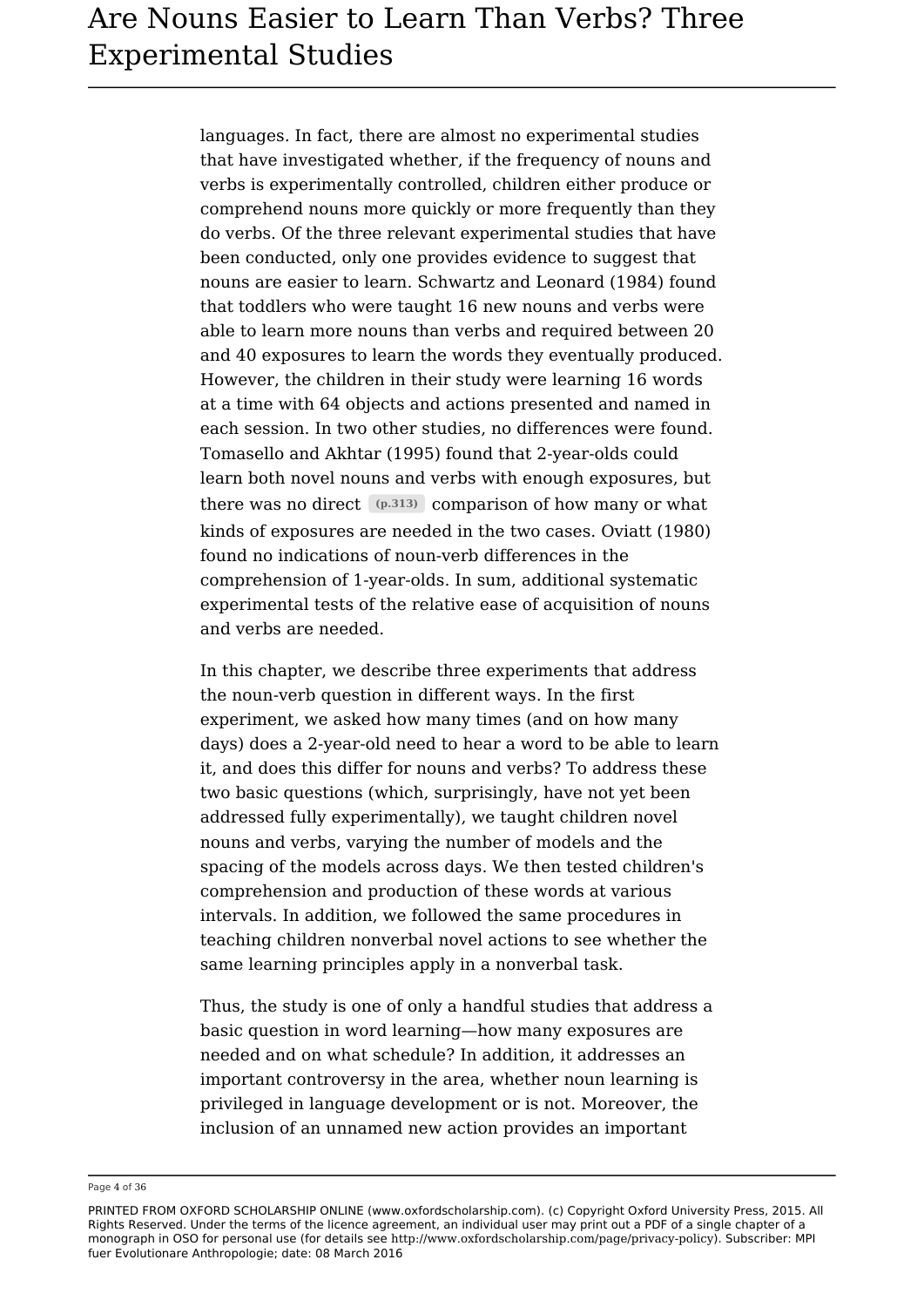languages. In fact, there are almost no experimental studies that have investigated whether, if the frequency of nouns and verbs is experimentally controlled, children either produce or comprehend nouns more quickly or more frequently than they do verbs. Of the three relevant experimental studies that have been conducted, only one provides evidence to suggest that nouns are easier to learn. Schwartz and Leonard (1984) found that toddlers who were taught 16 new nouns and verbs were able to learn more nouns than verbs and required between 20 and 40 exposures to learn the words they eventually produced. However, the children in their study were learning 16 words at a time with 64 objects and actions presented and named in each session. In two other studies, no differences were found. Tomasello and Akhtar (1995) found that 2-year-olds could learn both novel nouns and verbs with enough exposures, but there was no direct (p.313) comparison of how many or what kinds of exposures are needed in the two cases. Oviatt (1980) found no indications of noun-verb differences in the comprehension of 1-year-olds. In sum, additional systematic experimental tests of the relative ease of acquisition of nouns and verbs are needed.

In this chapter, we describe three experiments that address the noun-verb question in different ways. In the first experiment, we asked how many times (and on how many days) does a 2-year-old need to hear a word to be able to learn it, and does this differ for nouns and verbs? To address these two basic questions (which, surprisingly, have not yet been addressed fully experimentally), we taught children novel nouns and verbs, varying the number of models and the spacing of the models across days. We then tested children's comprehension and production of these words at various intervals. In addition, we followed the same procedures in teaching children nonverbal novel actions to see whether the same learning principles apply in a nonverbal task.

Thus, the study is one of only a handful studies that address a basic question in word learning—how many exposures are needed and on what schedule? In addition, it addresses an important controversy in the area, whether noun learning is privileged in language development or is not. Moreover, the inclusion of an unnamed new action provides an important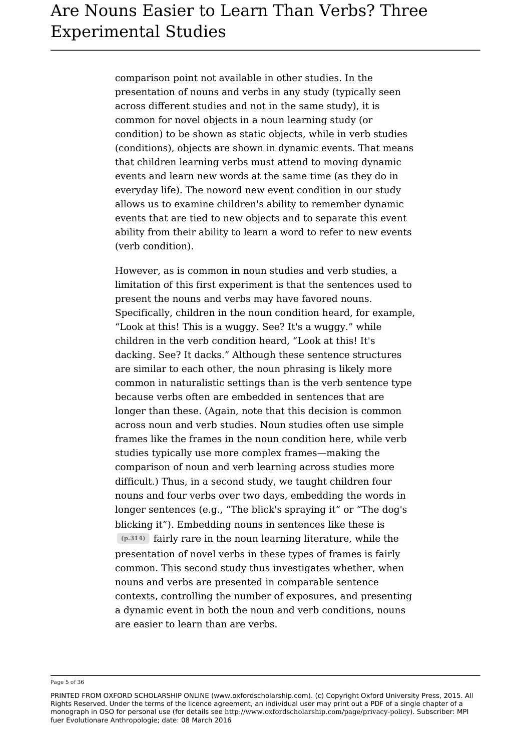comparison point not available in other studies. In the presentation of nouns and verbs in any study (typically seen across different studies and not in the same study), it is common for novel objects in a noun learning study (or condition) to be shown as static objects, while in verb studies (conditions), objects are shown in dynamic events. That means that children learning verbs must attend to moving dynamic events and learn new words at the same time (as they do in everyday life). The noword new event condition in our study allows us to examine children's ability to remember dynamic events that are tied to new objects and to separate this event ability from their ability to learn a word to refer to new events (verb condition).

However, as is common in noun studies and verb studies, a limitation of this first experiment is that the sentences used to present the nouns and verbs may have favored nouns. Specifically, children in the noun condition heard, for example, “Look at this! This is a wuggy. See? It's a wuggy.” while children in the verb condition heard, “Look at this! It's dacking. See? It dacks.” Although these sentence structures are similar to each other, the noun phrasing is likely more common in naturalistic settings than is the verb sentence type because verbs often are embedded in sentences that are longer than these. (Again, note that this decision is common across noun and verb studies. Noun studies often use simple frames like the frames in the noun condition here, while verb studies typically use more complex frames—making the comparison of noun and verb learning across studies more difficult.) Thus, in a second study, we taught children four nouns and four verbs over two days, embedding the words in longer sentences (e.g., “The blick's spraying it” or “The dog's blicking it”). Embedding nouns in sentences like these is (p.314) fairly rare in the noun learning literature, while the presentation of novel verbs in these types of frames is fairly common. This second study thus investigates whether, when nouns and verbs are presented in comparable sentence contexts, controlling the number of exposures, and presenting a dynamic event in both the noun and verb conditions, nouns are easier to learn than are verbs.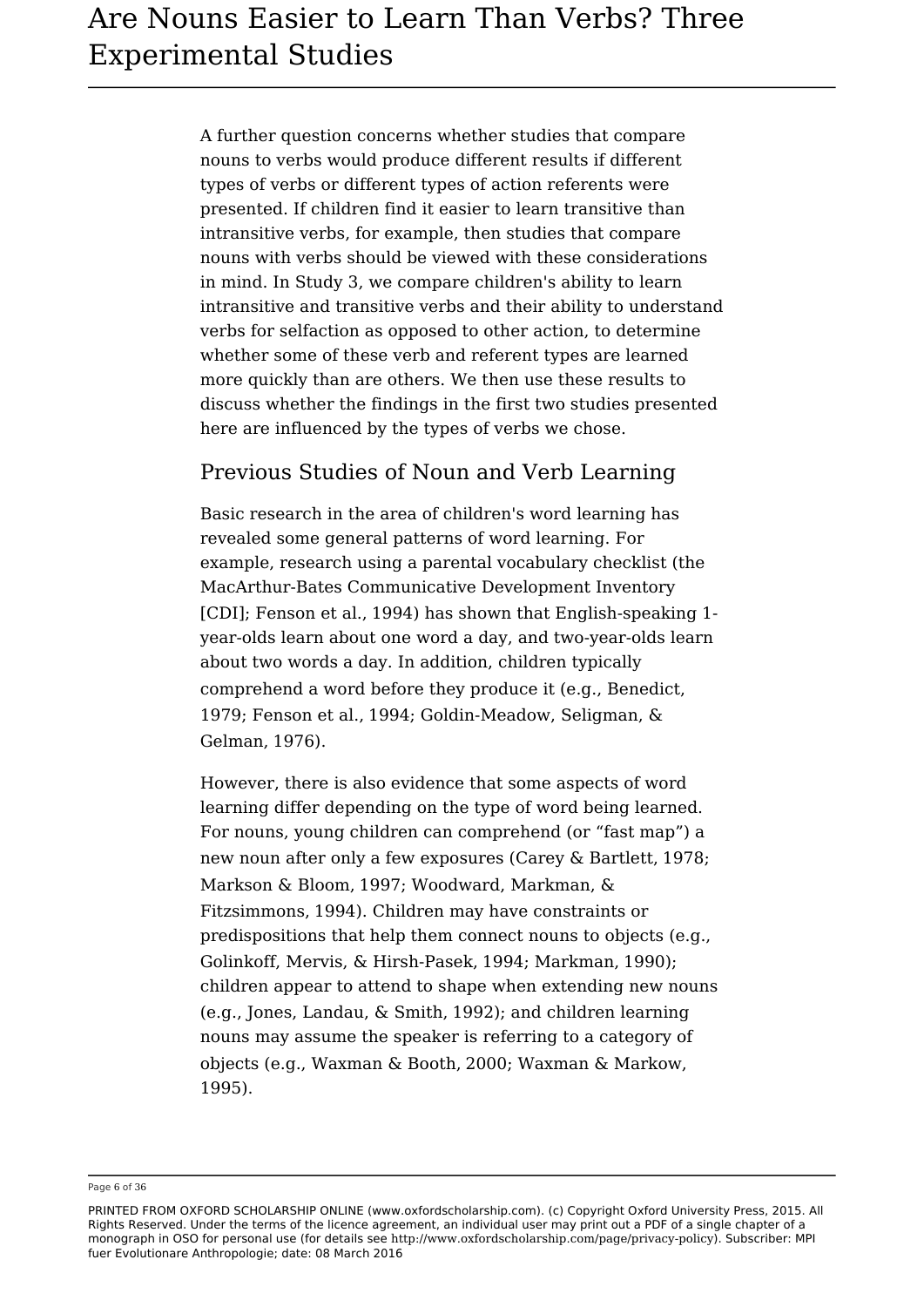A further question concerns whether studies that compare nouns to verbs would produce different results if different types of verbs or different types of action referents were presented. If children find it easier to learn transitive than intransitive verbs, for example, then studies that compare nouns with verbs should be viewed with these considerations in mind. In Study 3, we compare children's ability to learn intransitive and transitive verbs and their ability to understand verbs for selfaction as opposed to other action, to determine whether some of these verb and referent types are learned more quickly than are others. We then use these results to discuss whether the findings in the first two studies presented here are influenced by the types of verbs we chose.

## Previous Studies of Noun and Verb Learning

Basic research in the area of children's word learning has revealed some general patterns of word learning. For example, research using a parental vocabulary checklist (the MacArthur-Bates Communicative Development Inventory [CDI]; Fenson et al., 1994) has shown that English-speaking 1-year-olds learn about one word a day, and two-year-olds learn about two words a day. In addition, children typically comprehend a word before they produce it (e.g., Benedict, 1979; Fenson et al., 1994; Goldin-Meadow, Seligman, & Gelman, 1976).

However, there is also evidence that some aspects of word learning differ depending on the type of word being learned. For nouns, young children can comprehend (or “fast map”) a new noun after only a few exposures (Carey & Bartlett, 1978; Markson & Bloom, 1997; Woodward, Markman, & Fitzsimmons, 1994). Children may have constraints or predispositions that help them connect nouns to objects (e.g., Golinkoff, Mervis, & Hirsh-Pasek, 1994; Markman, 1990); children appear to attend to shape when extending new nouns (e.g., Jones, Landau, & Smith, 1992); and children learning nouns may assume the speaker is referring to a category of objects (e.g., Waxman & Booth, 2000; Waxman & Markow, 1995).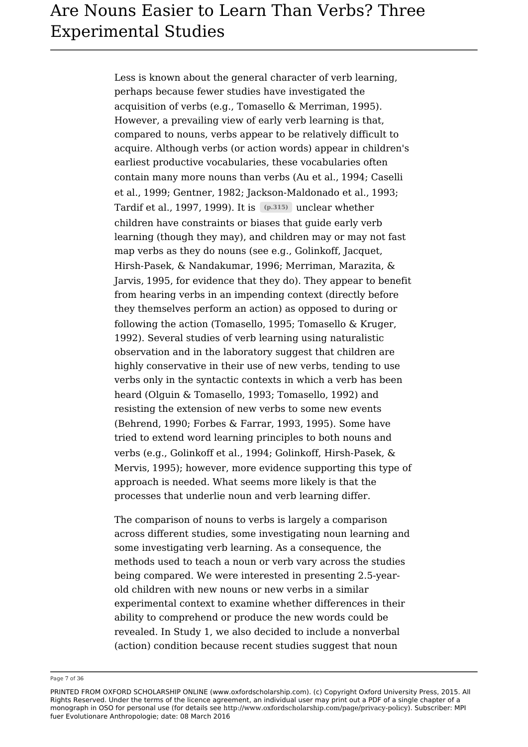Less is known about the general character of verb learning, perhaps because fewer studies have investigated the acquisition of verbs (e.g., Tomasello & Merriman, 1995). However, a prevailing view of early verb learning is that, compared to nouns, verbs appear to be relatively difficult to acquire. Although verbs (or action words) appear in children's earliest productive vocabularies, these vocabularies often contain many more nouns than verbs (Au et al., 1994; Caselli et al., 1999; Gentner, 1982; Jackson-Maldonado et al., 1993; Tardif et al., 1997, 1999). It is (p.315) unclear whether children have constraints or biases that guide early verb learning (though they may), and children may or may not fast map verbs as they do nouns (see e.g., Golinkoff, Jacquet, Hirsh-Pasek, & Nandakumar, 1996; Merriman, Marazita, & Jarvis, 1995, for evidence that they do). They appear to benefit from hearing verbs in an impending context (directly before they themselves perform an action) as opposed to during or following the action (Tomasello, 1995; Tomasello & Kruger, 1992). Several studies of verb learning using naturalistic observation and in the laboratory suggest that children are highly conservative in their use of new verbs, tending to use verbs only in the syntactic contexts in which a verb has been heard (Olguin & Tomasello, 1993; Tomasello, 1992) and resisting the extension of new verbs to some new events (Behrend, 1990; Forbes & Farrar, 1993, 1995). Some have tried to extend word learning principles to both nouns and verbs (e.g., Golinkoff et al., 1994; Golinkoff, Hirsh-Pasek, & Mervis, 1995); however, more evidence supporting this type of approach is needed. What seems more likely is that the processes that underlie noun and verb learning differ.

The comparison of nouns to verbs is largely a comparison across different studies, some investigating noun learning and some investigating verb learning. As a consequence, the methods used to teach a noun or verb vary across the studies being compared. We were interested in presenting 2.5-year-old children with new nouns or new verbs in a similar experimental context to examine whether differences in their ability to comprehend or produce the new words could be revealed. In Study 1, we also decided to include a nonverbal (action) condition because recent studies suggest that noun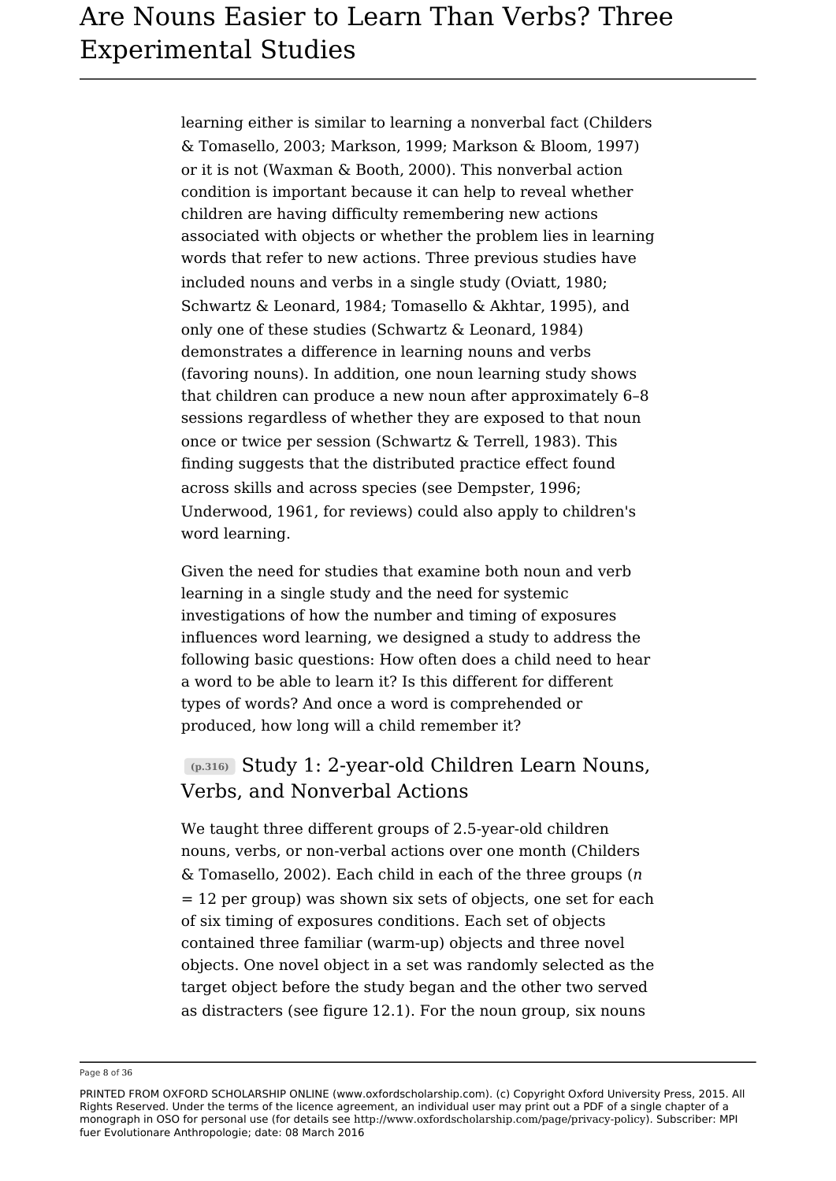learning either is similar to learning a nonverbal fact (Childers & Tomasello, 2003; Markson, 1999; Markson & Bloom, 1997) or it is not (Waxman & Booth, 2000). This nonverbal action condition is important because it can help to reveal whether children are having difficulty remembering new actions associated with objects or whether the problem lies in learning words that refer to new actions. Three previous studies have included nouns and verbs in a single study (Oviatt, 1980; Schwartz & Leonard, 1984; Tomasello & Akhtar, 1995), and only one of these studies (Schwartz & Leonard, 1984) demonstrates a difference in learning nouns and verbs (favoring nouns). In addition, one noun learning study shows that children can produce a new noun after approximately 6–8 sessions regardless of whether they are exposed to that noun once or twice per session (Schwartz & Terrell, 1983). This finding suggests that the distributed practice effect found across skills and across species (see Dempster, 1996; Underwood, 1961, for reviews) could also apply to children's word learning.

Given the need for studies that examine both noun and verb learning in a single study and the need for systemic investigations of how the number and timing of exposures influences word learning, we designed a study to address the following basic questions: How often does a child need to hear a word to be able to learn it? Is this different for different types of words? And once a word is comprehended or produced, how long will a child remember it?

## (p.316) Study 1: 2-year-old Children Learn Nouns, Verbs, and Nonverbal Actions

We taught three different groups of 2.5-year-old children nouns, verbs, or non-verbal actions over one month (Childers & Tomasello, 2002). Each child in each of the three groups ($n = 12$ per group) was shown six sets of objects, one set for each of six timing of exposures conditions. Each set of objects contained three familiar (warm-up) objects and three novel objects. One novel object in a set was randomly selected as the target object before the study began and the other two served as distracters (see figure 12.1). For the noun group, six nouns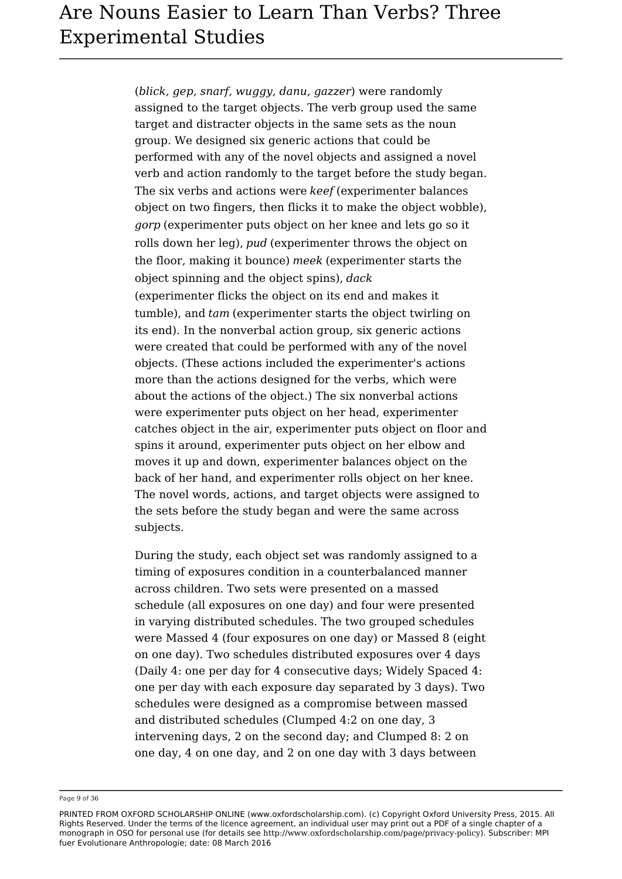(*blick, gep, snarf, wuggy, danu, gazzer*) were randomly assigned to the target objects. The verb group used the same target and distracter objects in the same sets as the noun group. We designed six generic actions that could be performed with any of the novel objects and assigned a novel verb and action randomly to the target before the study began. The six verbs and actions were *keef* (experimenter balances object on two fingers, then flicks it to make the object wobble), *gorp* (experimenter puts object on her knee and lets go so it rolls down her leg), *pud* (experimenter throws the object on the floor, making it bounce) *meek* (experimenter starts the object spinning and the object spins), *dack* (experimenter flicks the object on its end and makes it tumble), and *tam* (experimenter starts the object twirling on its end). In the nonverbal action group, six generic actions were created that could be performed with any of the novel objects. (These actions included the experimenter's actions more than the actions designed for the verbs, which were about the actions of the object.) The six nonverbal actions were experimenter puts object on her head, experimenter catches object in the air, experimenter puts object on floor and spins it around, experimenter puts object on her elbow and moves it up and down, experimenter balances object on the back of her hand, and experimenter rolls object on her knee. The novel words, actions, and target objects were assigned to the sets before the study began and were the same across subjects.

During the study, each object set was randomly assigned to a timing of exposures condition in a counterbalanced manner across children. Two sets were presented on a massed schedule (all exposures on one day) and four were presented in varying distributed schedules. The two grouped schedules were Massed 4 (four exposures on one day) or Massed 8 (eight on one day). Two schedules distributed exposures over 4 days (Daily 4: one per day for 4 consecutive days; Widely Spaced 4: one per day with each exposure day separated by 3 days). Two schedules were designed as a compromise between massed and distributed schedules (Clumped 4:2 on one day, 3 intervening days, 2 on the second day; and Clumped 8: 2 on one day, 4 on one day, and 2 on one day with 3 days between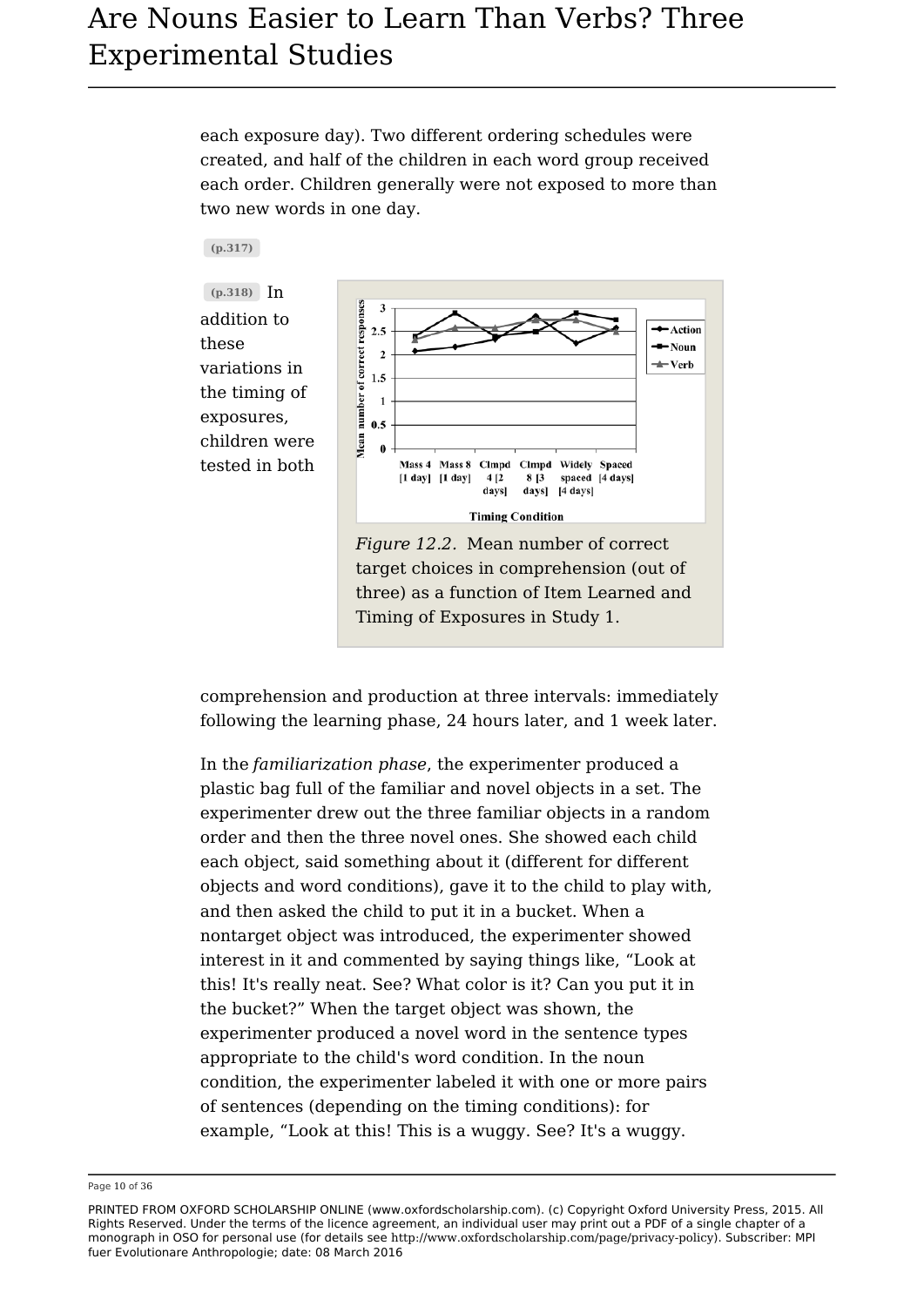each exposure day). Two different ordering schedules were created, and half of the children in each word group received each order. Children generally were not exposed to more than two new words in one day.

(p.317)

(p.318) In addition to these variations in the timing of exposures, children were tested in both comprehension and production at three intervals: immediately following the learning phase, 24 hours later, and 1 week later.

Mean number of correct responses

3
2.5
2
1.5
1
0.5
0

Mass 4 [1 day]
Mass 8 [1 day]
Clmpd 4 [2 days]
Clmpd 8 [3 days]
Widely spaced [4 days]
Spaced [4 days]

Timing Condition

Action
Noun
Verb

*Figure 12.2*. Mean number of correct target choices in comprehension (out of three) as a function of Item Learned and Timing of Exposures in Study 1.

In the *familiarization phase*, the experimenter produced a plastic bag full of the familiar and novel objects in a set. The experimenter drew out the three familiar objects in a random order and then the three novel ones. She showed each child each object, said something about it (different for different objects and word conditions), gave it to the child to play with, and then asked the child to put it in a bucket. When a nontarget object was introduced, the experimenter showed interest in it and commented by saying things like, “Look at this! It's really neat. See? What color is it? Can you put it in the bucket?” When the target object was shown, the experimenter produced a novel word in the sentence types appropriate to the child's word condition. In the noun condition, the experimenter labeled it with one or more pairs of sentences (depending on the timing conditions): for example, “Look at this! This is a wuggy. See? It's a wuggy.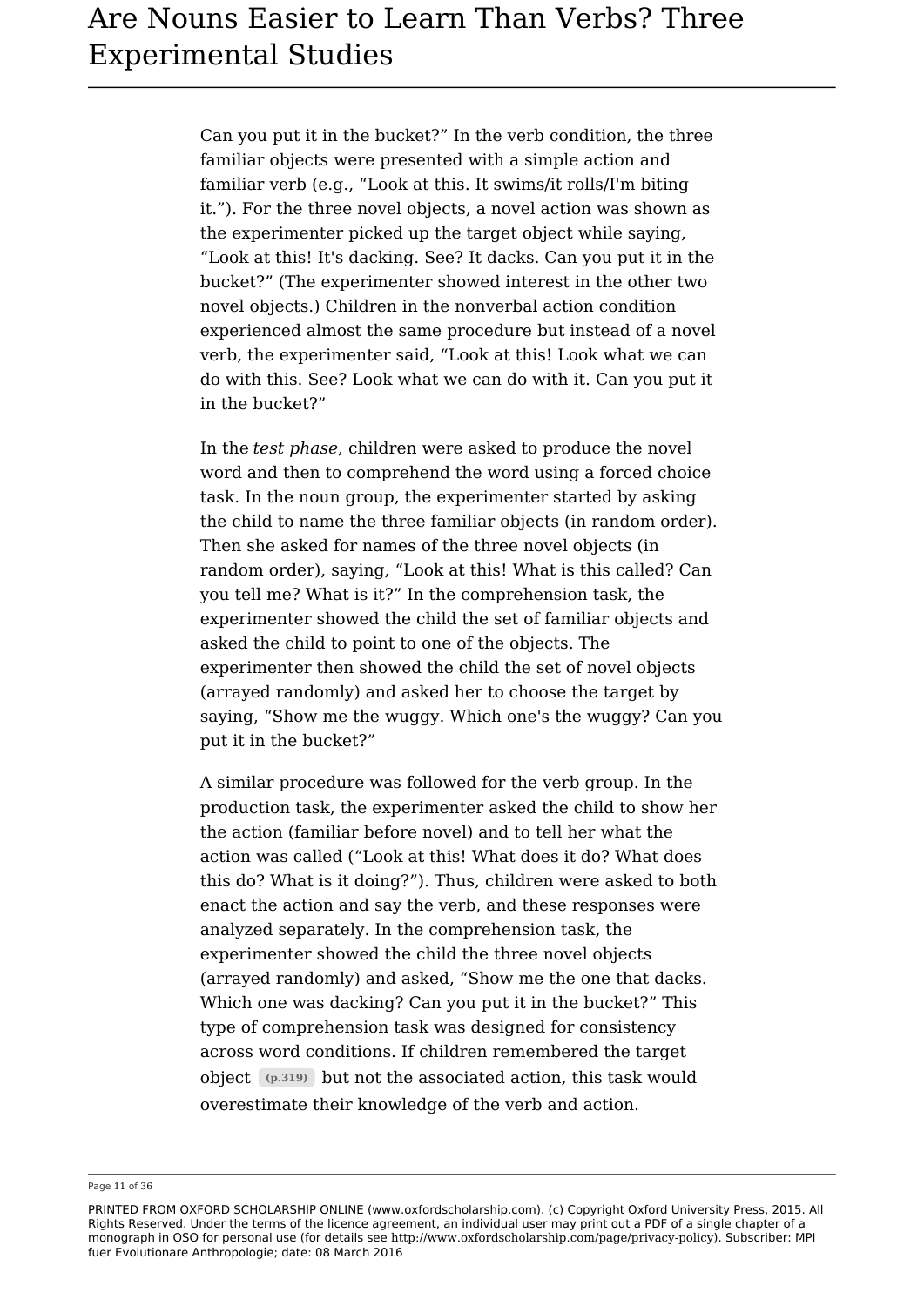Can you put it in the bucket?" In the verb condition, the three familiar objects were presented with a simple action and familiar verb (e.g., "Look at this. It swims/it rolls/I'm biting it."). For the three novel objects, a novel action was shown as the experimenter picked up the target object while saying, "Look at this! It's dacking. See? It dacks. Can you put it in the bucket?" (The experimenter showed interest in the other two novel objects.) Children in the nonverbal action condition experienced almost the same procedure but instead of a novel verb, the experimenter said, "Look at this! Look what we can do with this. See? Look what we can do with it. Can you put it in the bucket?"

In the *test phase*, children were asked to produce the novel word and then to comprehend the word using a forced choice task. In the noun group, the experimenter started by asking the child to name the three familiar objects (in random order). Then she asked for names of the three novel objects (in random order), saying, "Look at this! What is this called? Can you tell me? What is it?" In the comprehension task, the experimenter showed the child the set of familiar objects and asked the child to point to one of the objects. The experimenter then showed the child the set of novel objects (arrayed randomly) and asked her to choose the target by saying, "Show me the wuggy. Which one's the wuggy? Can you put it in the bucket?"

A similar procedure was followed for the verb group. In the production task, the experimenter asked the child to show her the action (familiar before novel) and to tell her what the action was called ("Look at this! What does it do? What does this do? What is it doing?"). Thus, children were asked to both enact the action and say the verb, and these responses were analyzed separately. In the comprehension task, the experimenter showed the child the three novel objects (arrayed randomly) and asked, "Show me the one that dacks. Which one was dacking? Can you put it in the bucket?" This type of comprehension task was designed for consistency across word conditions. If children remembered the target object (p.319) but not the associated action, this task would overestimate their knowledge of the verb and action.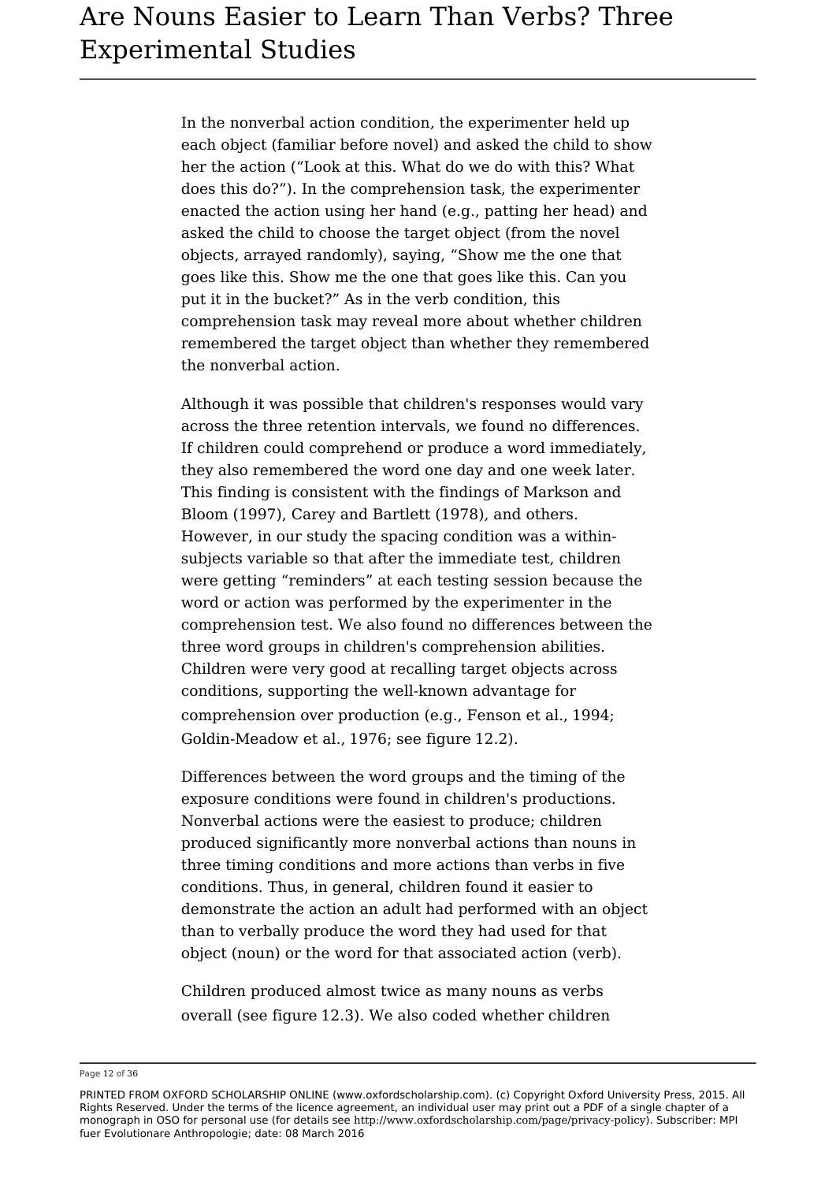In the nonverbal action condition, the experimenter held up each object (familiar before novel) and asked the child to show her the action ("Look at this. What do we do with this? What does this do?"). In the comprehension task, the experimenter enacted the action using her hand (e.g., patting her head) and asked the child to choose the target object (from the novel objects, arrayed randomly), saying, "Show me the one that goes like this. Show me the one that goes like this. Can you put it in the bucket?" As in the verb condition, this comprehension task may reveal more about whether children remembered the target object than whether they remembered the nonverbal action.

Although it was possible that children's responses would vary across the three retention intervals, we found no differences. If children could comprehend or produce a word immediately, they also remembered the word one day and one week later. This finding is consistent with the findings of Markson and Bloom (1997), Carey and Bartlett (1978), and others. However, in our study the spacing condition was a within-subjects variable so that after the immediate test, children were getting "reminders" at each testing session because the word or action was performed by the experimenter in the comprehension test. We also found no differences between the three word groups in children's comprehension abilities. Children were very good at recalling target objects across conditions, supporting the well-known advantage for comprehension over production (e.g., Fenson et al., 1994; Goldin-Meadow et al., 1976; see figure 12.2).

Differences between the word groups and the timing of the exposure conditions were found in children's productions. Nonverbal actions were the easiest to produce; children produced significantly more nonverbal actions than nouns in three timing conditions and more actions than verbs in five conditions. Thus, in general, children found it easier to demonstrate the action an adult had performed with an object than to verbally produce the word they had used for that object (noun) or the word for that associated action (verb).

Children produced almost twice as many nouns as verbs overall (see figure 12.3). We also coded whether children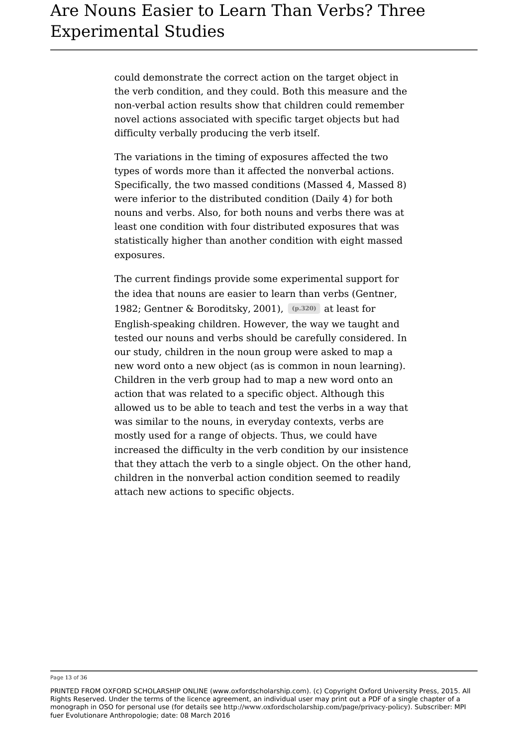could demonstrate the correct action on the target object in the verb condition, and they could. Both this measure and the non-verbal action results show that children could remember novel actions associated with specific target objects but had difficulty verbally producing the verb itself.

The variations in the timing of exposures affected the two types of words more than it affected the nonverbal actions. Specifically, the two massed conditions (Massed 4, Massed 8) were inferior to the distributed condition (Daily 4) for both nouns and verbs. Also, for both nouns and verbs there was at least one condition with four distributed exposures that was statistically higher than another condition with eight massed exposures.

The current findings provide some experimental support for the idea that nouns are easier to learn than verbs (Gentner, 1982; Gentner & Boroditsky, 2001), (p.320) at least for English-speaking children. However, the way we taught and tested our nouns and verbs should be carefully considered. In our study, children in the noun group were asked to map a new word onto a new object (as is common in noun learning). Children in the verb group had to map a new word onto an action that was related to a specific object. Although this allowed us to be able to teach and test the verbs in a way that was similar to the nouns, in everyday contexts, verbs are mostly used for a range of objects. Thus, we could have increased the difficulty in the verb condition by our insistence that they attach the verb to a single object. On the other hand, children in the nonverbal action condition seemed to readily attach new actions to specific objects.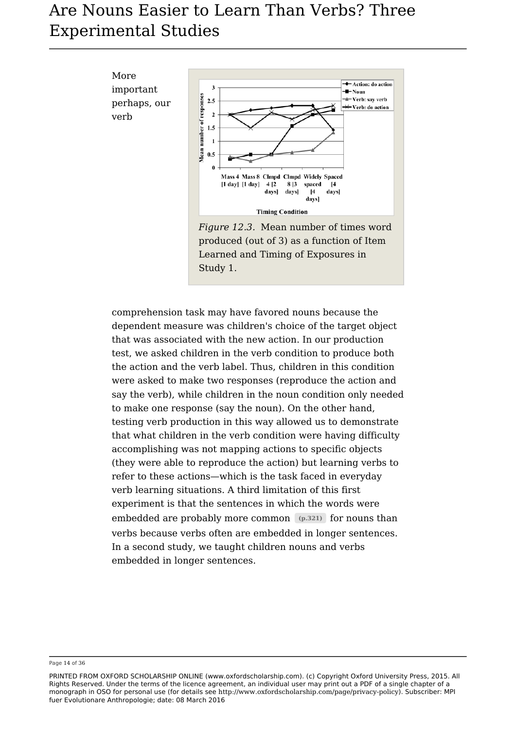More important perhaps, our verb

Action: do action
Noun
Verb: say verb
Verb: do action

Mean number of responses

3
2.5
2
1.5
1
0.5
0

Mass 4 [1 day]
Mass 8 [1 day]
Clmpd 4 [2 days]
Clmpd 8 [3 days]
Widely spaced [4 days]
Spaced [4 days]

Timing Condition

*Figure 12.3.* Mean number of times word produced (out of 3) as a function of Item Learned and Timing of Exposures in Study 1.

comprehension task may have favored nouns because the dependent measure was children's choice of the target object that was associated with the new action. In our production test, we asked children in the verb condition to produce both the action and the verb label. Thus, children in this condition were asked to make two responses (reproduce the action and say the verb), while children in the noun condition only needed to make one response (say the noun). On the other hand, testing verb production in this way allowed us to demonstrate that what children in the verb condition were having difficulty accomplishing was not mapping actions to specific objects (they were able to reproduce the action) but learning verbs to refer to these actions—which is the task faced in everyday verb learning situations. A third limitation of this first experiment is that the sentences in which the words were embedded are probably more common (p.321) for nouns than verbs because verbs often are embedded in longer sentences. In a second study, we taught children nouns and verbs embedded in longer sentences.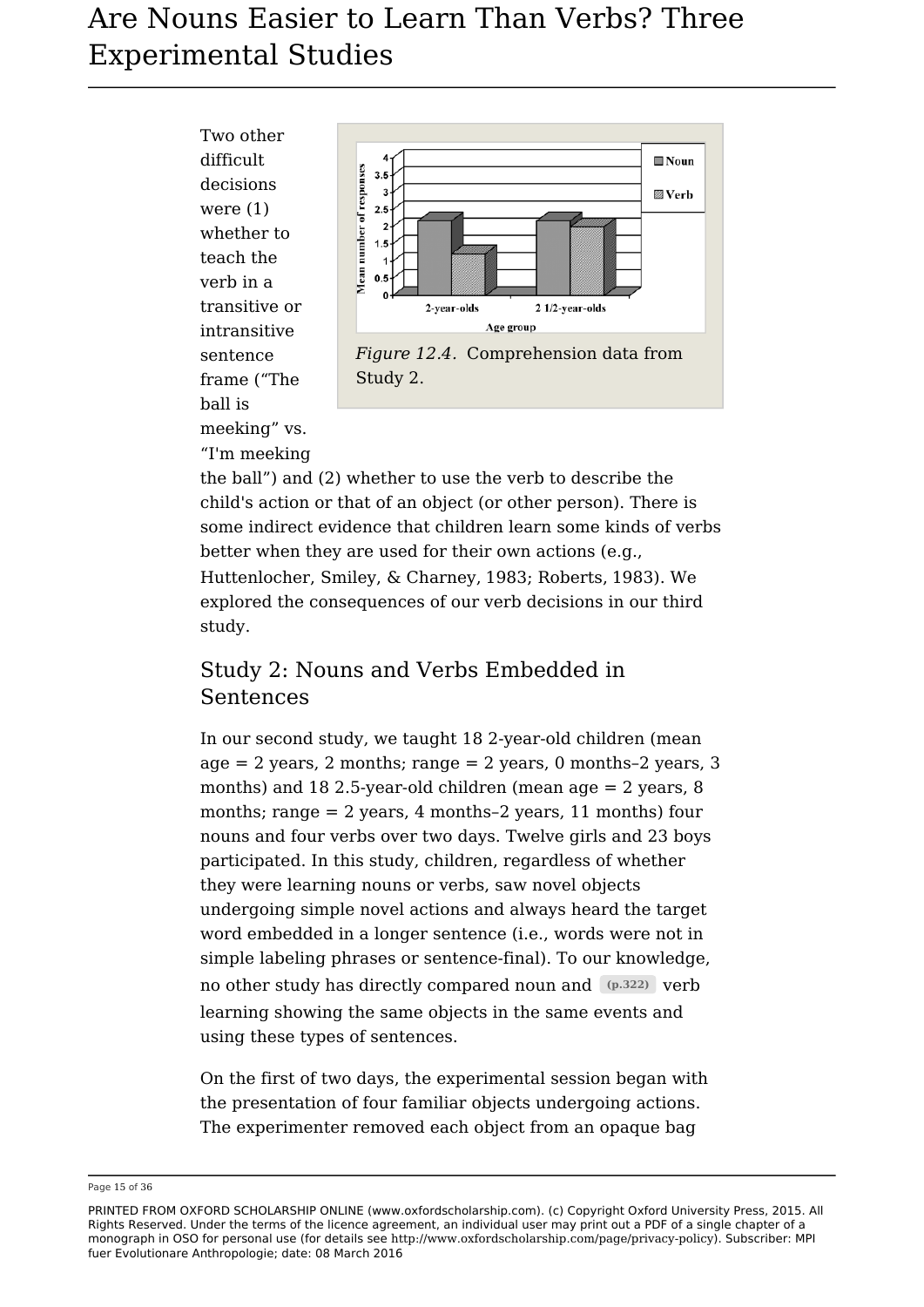Two other difficult decisions were (1) whether to teach the verb in a transitive or intransitive sentence frame (“The ball is meeking” vs. “I'm meeking the ball”) and (2) whether to use the verb to describe the child's action or that of an object (or other person). There is some indirect evidence that children learn some kinds of verbs better when they are used for their own actions (e.g., Huttenlocher, Smiley, & Charney, 1983; Roberts, 1983). We explored the consequences of our verb decisions in our third study.

Mean number of responses
4
3.5
3
2.5
2
1.5
1
0.5
0
Noun
Verb
2-year-olds
2 1/2-year-olds
Age group

*Figure 12.4.* Comprehension data from Study 2.

## Study 2: Nouns and Verbs Embedded in Sentences

In our second study, we taught 18 2-year-old children (mean age = 2 years, 2 months; range = 2 years, 0 months–2 years, 3 months) and 18 2.5-year-old children (mean age = 2 years, 8 months; range = 2 years, 4 months–2 years, 11 months) four nouns and four verbs over two days. Twelve girls and 23 boys participated. In this study, children, regardless of whether they were learning nouns or verbs, saw novel objects undergoing simple novel actions and always heard the target word embedded in a longer sentence (i.e., words were not in simple labeling phrases or sentence-final). To our knowledge, no other study has directly compared noun and (p.322) verb learning showing the same objects in the same events and using these types of sentences.

On the first of two days, the experimental session began with the presentation of four familiar objects undergoing actions. The experimenter removed each object from an opaque bag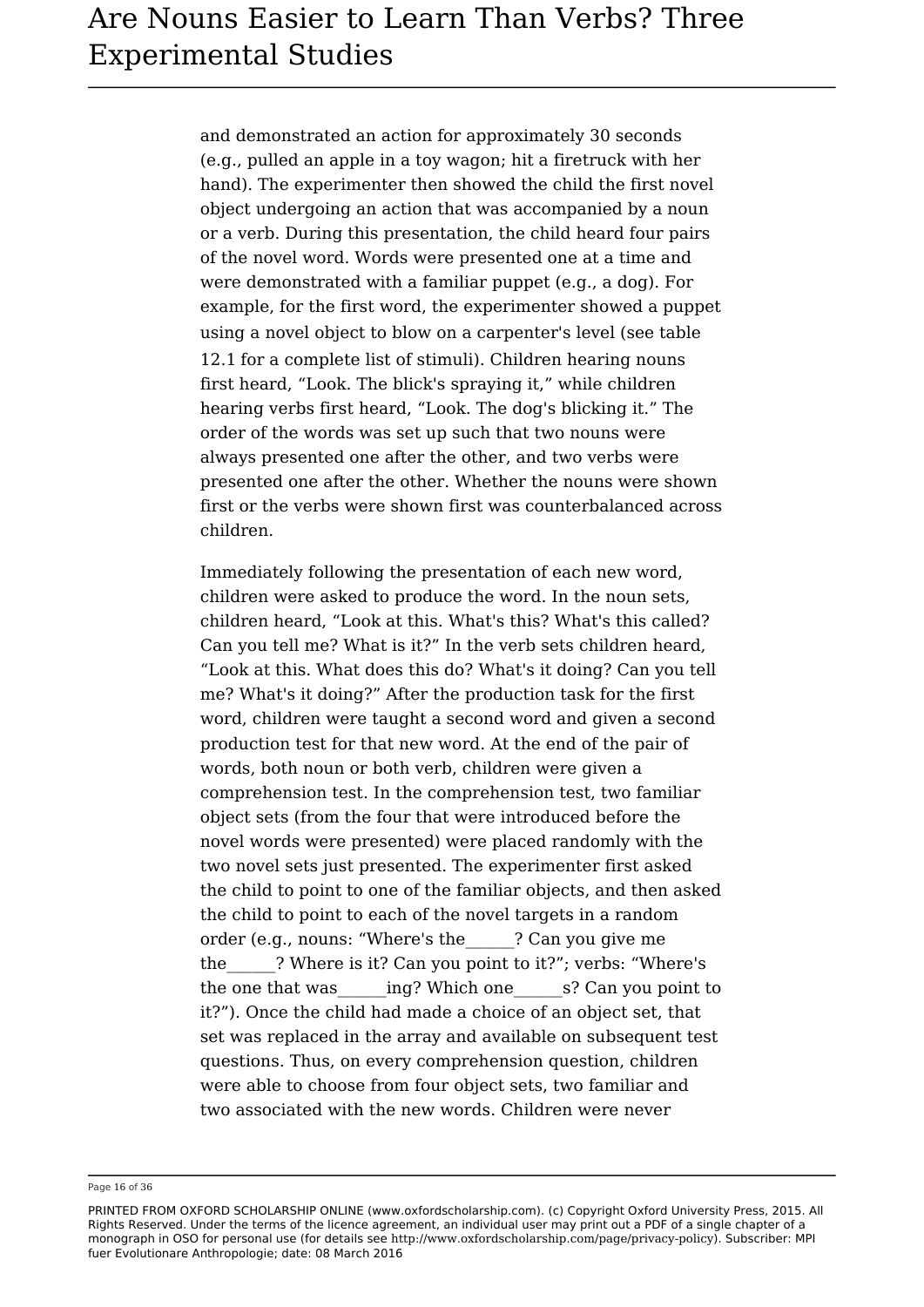and demonstrated an action for approximately 30 seconds (e.g., pulled an apple in a toy wagon; hit a firetruck with her hand). The experimenter then showed the child the first novel object undergoing an action that was accompanied by a noun or a verb. During this presentation, the child heard four pairs of the novel word. Words were presented one at a time and were demonstrated with a familiar puppet (e.g., a dog). For example, for the first word, the experimenter showed a puppet using a novel object to blow on a carpenter's level (see table 12.1 for a complete list of stimuli). Children hearing nouns first heard, “Look. The blick's spraying it,” while children hearing verbs first heard, “Look. The dog's blicking it.” The order of the words was set up such that two nouns were always presented one after the other, and two verbs were presented one after the other. Whether the nouns were shown first or the verbs were shown first was counterbalanced across children.

Immediately following the presentation of each new word, children were asked to produce the word. In the noun sets, children heard, “Look at this. What's this? What's this called? Can you tell me? What is it?” In the verb sets children heard, “Look at this. What does this do? What's it doing? Can you tell me? What's it doing?” After the production task for the first word, children were taught a second word and given a second production test for that new word. At the end of the pair of words, both noun or both verb, children were given a comprehension test. In the comprehension test, two familiar object sets (from the four that were introduced before the novel words were presented) were placed randomly with the two novel sets just presented. The experimenter first asked the child to point to one of the familiar objects, and then asked the child to point to each of the novel targets in a random order (e.g., nouns: “Where's the______? Can you give me the______? Where is it? Can you point to it?”; verbs: “Where's the one that was______ing? Which one______s? Can you point to it?”). Once the child had made a choice of an object set, that set was replaced in the array and available on subsequent test questions. Thus, on every comprehension question, children were able to choose from four object sets, two familiar and two associated with the new words. Children were never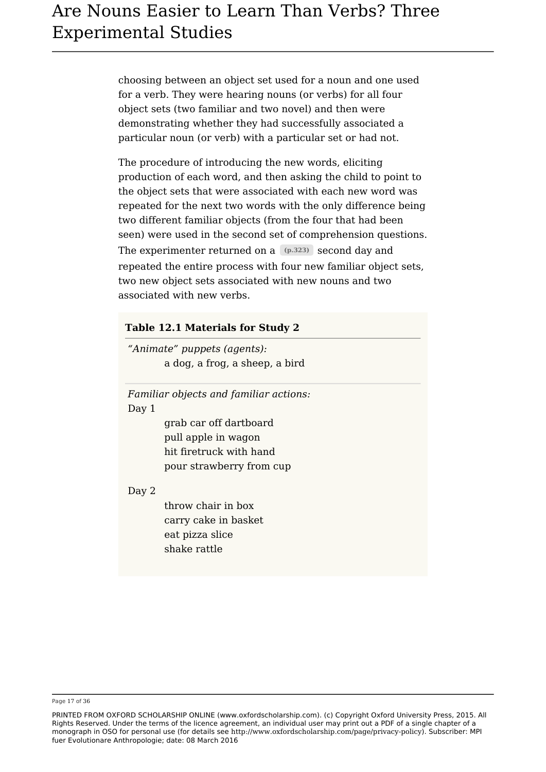choosing between an object set used for a noun and one used for a verb. They were hearing nouns (or verbs) for all four object sets (two familiar and two novel) and then were demonstrating whether they had successfully associated a particular noun (or verb) with a particular set or had not.

The procedure of introducing the new words, eliciting production of each word, and then asking the child to point to the object sets that were associated with each new word was repeated for the next two words with the only difference being two different familiar objects (from the four that had been seen) were used in the second set of comprehension questions. The experimenter returned on a (p.323) second day and repeated the entire process with four new familiar object sets, two new object sets associated with new nouns and two associated with new verbs.

**Table 12.1 Materials for Study 2**

*"Animate" puppets (agents):*

a dog, a frog, a sheep, a bird

*Familiar objects and familiar actions:*

Day 1

- grab car off dartboard
- pull apple in wagon
- hit firetruck with hand
- pour strawberry from cup

Day 2

- throw chair in box
- carry cake in basket
- eat pizza slice
- shake rattle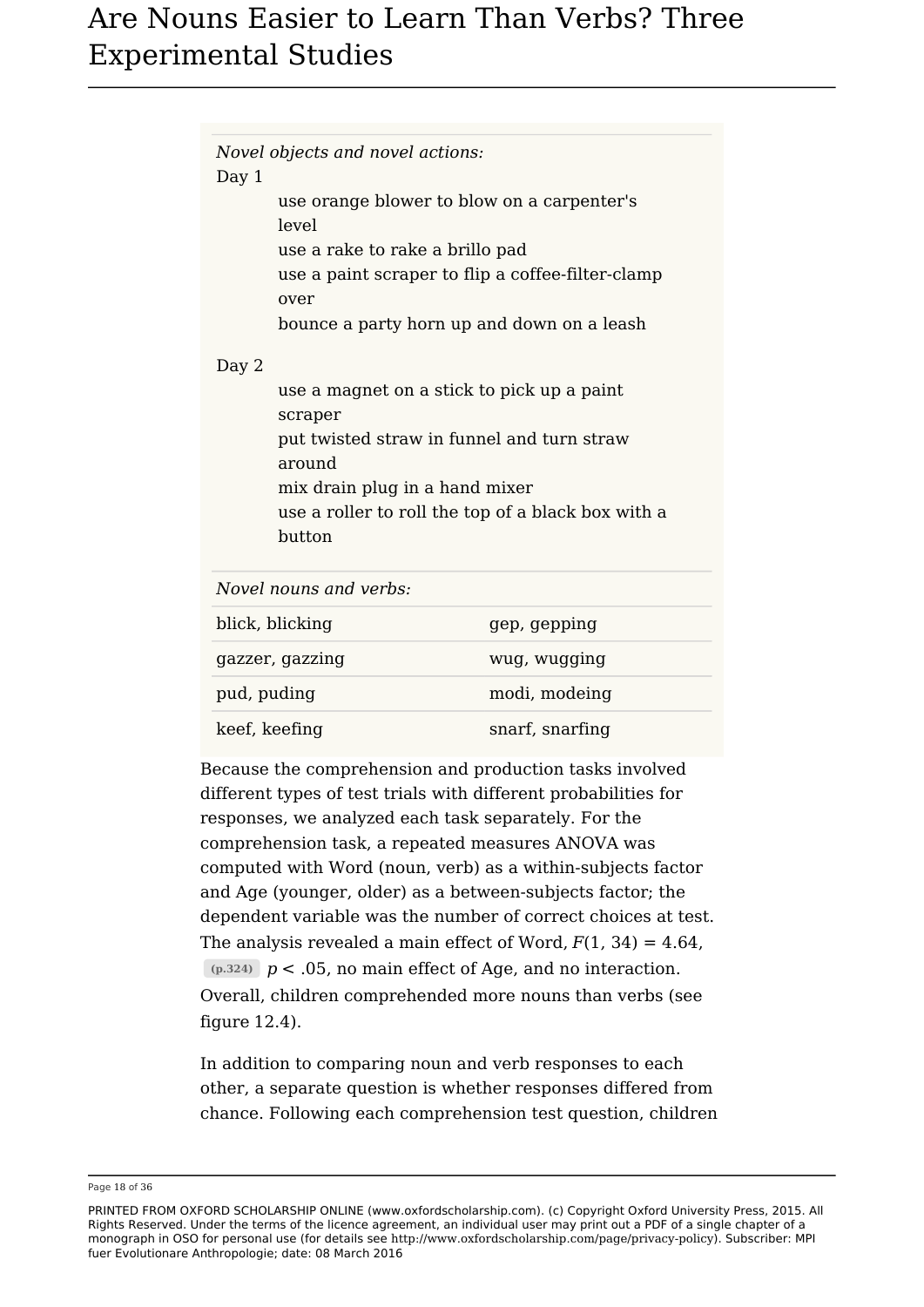*Novel objects and novel actions:*

Day 1

- use orange blower to blow on a carpenter's level
- use a rake to rake a brillo pad
- use a paint scraper to flip a coffee-filter-clamp over
- bounce a party horn up and down on a leash

Day 2

- use a magnet on a stick to pick up a paint scraper
- put twisted straw in funnel and turn straw around
- mix drain plug in a hand mixer
- use a roller to roll the top of a black box with a button

*Novel nouns and verbs:*

| | |
|---|---|
| blick, blicking | gep, gepping |
| gazzer, gazzing | wug, wugging |
| pud, puding | modi, modeing |
| keef, keefing | snarf, snarfing |

Because the comprehension and production tasks involved different types of test trials with different probabilities for responses, we analyzed each task separately. For the comprehension task, a repeated measures ANOVA was computed with Word (noun, verb) as a within-subjects factor and Age (younger, older) as a between-subjects factor; the dependent variable was the number of correct choices at test. The analysis revealed a main effect of Word, $F(1, 34) = 4.64$, (p.324) $p < .05$, no main effect of Age, and no interaction. Overall, children comprehended more nouns than verbs (see figure 12.4).

In addition to comparing noun and verb responses to each other, a separate question is whether responses differed from chance. Following each comprehension test question, children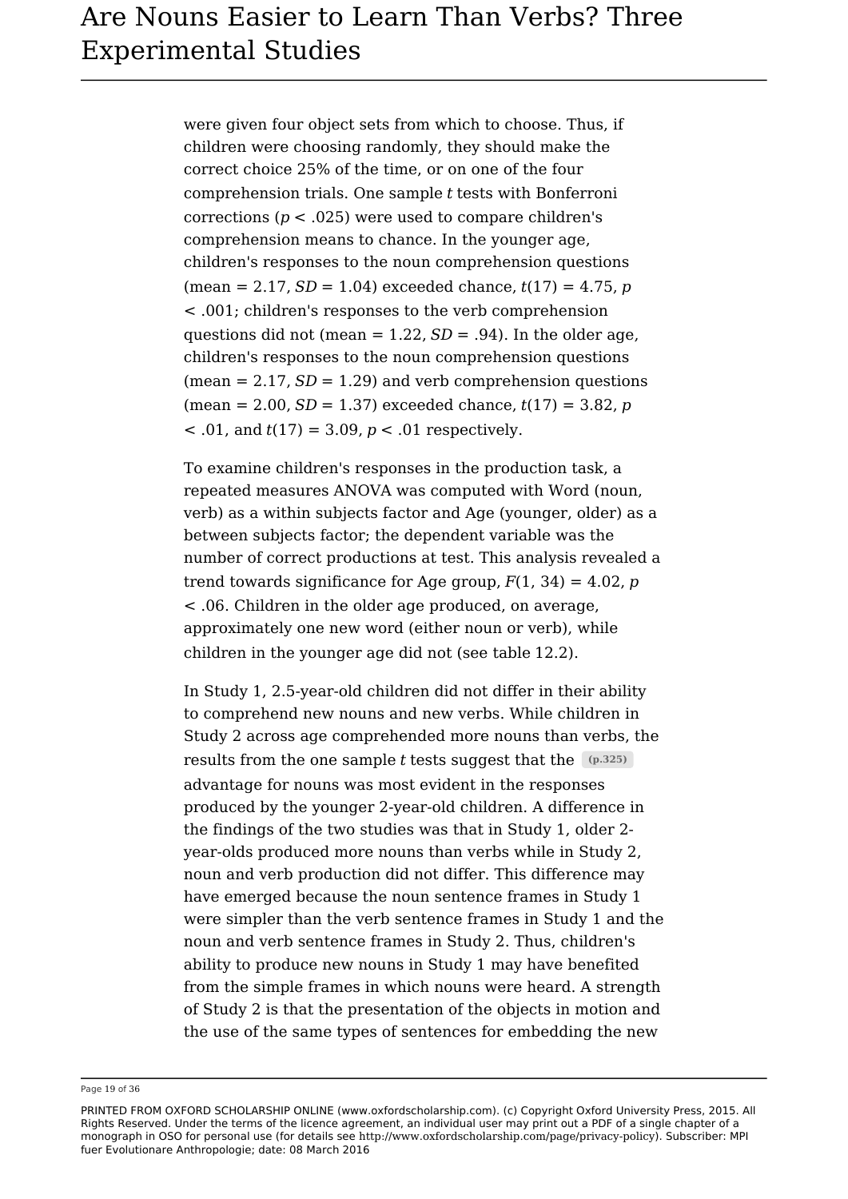were given four object sets from which to choose. Thus, if children were choosing randomly, they should make the correct choice 25% of the time, or on one of the four comprehension trials. One sample *t* tests with Bonferroni corrections ($p < .025$) were used to compare children's comprehension means to chance. In the younger age, children's responses to the noun comprehension questions (mean = 2.17, $SD = 1.04$) exceeded chance, $t(17) = 4.75$, $p < .001$; children's responses to the verb comprehension questions did not (mean = 1.22, $SD = .94$). In the older age, children's responses to the noun comprehension questions (mean = 2.17, $SD = 1.29$) and verb comprehension questions (mean = 2.00, $SD = 1.37$) exceeded chance, $t(17) = 3.82$, $p < .01$, and $t(17) = 3.09$, $p < .01$ respectively.

To examine children's responses in the production task, a repeated measures ANOVA was computed with Word (noun, verb) as a within subjects factor and Age (younger, older) as a between subjects factor; the dependent variable was the number of correct productions at test. This analysis revealed a trend towards significance for Age group, $F(1, 34) = 4.02$, $p < .06$. Children in the older age produced, on average, approximately one new word (either noun or verb), while children in the younger age did not (see table 12.2).

In Study 1, 2.5-year-old children did not differ in their ability to comprehend new nouns and new verbs. While children in Study 2 across age comprehended more nouns than verbs, the results from the one sample *t* tests suggest that the (p.325) advantage for nouns was most evident in the responses produced by the younger 2-year-old children. A difference in the findings of the two studies was that in Study 1, older 2-year-olds produced more nouns than verbs while in Study 2, noun and verb production did not differ. This difference may have emerged because the noun sentence frames in Study 1 were simpler than the verb sentence frames in Study 1 and the noun and verb sentence frames in Study 2. Thus, children's ability to produce new nouns in Study 1 may have benefited from the simple frames in which nouns were heard. A strength of Study 2 is that the presentation of the objects in motion and the use of the same types of sentences for embedding the new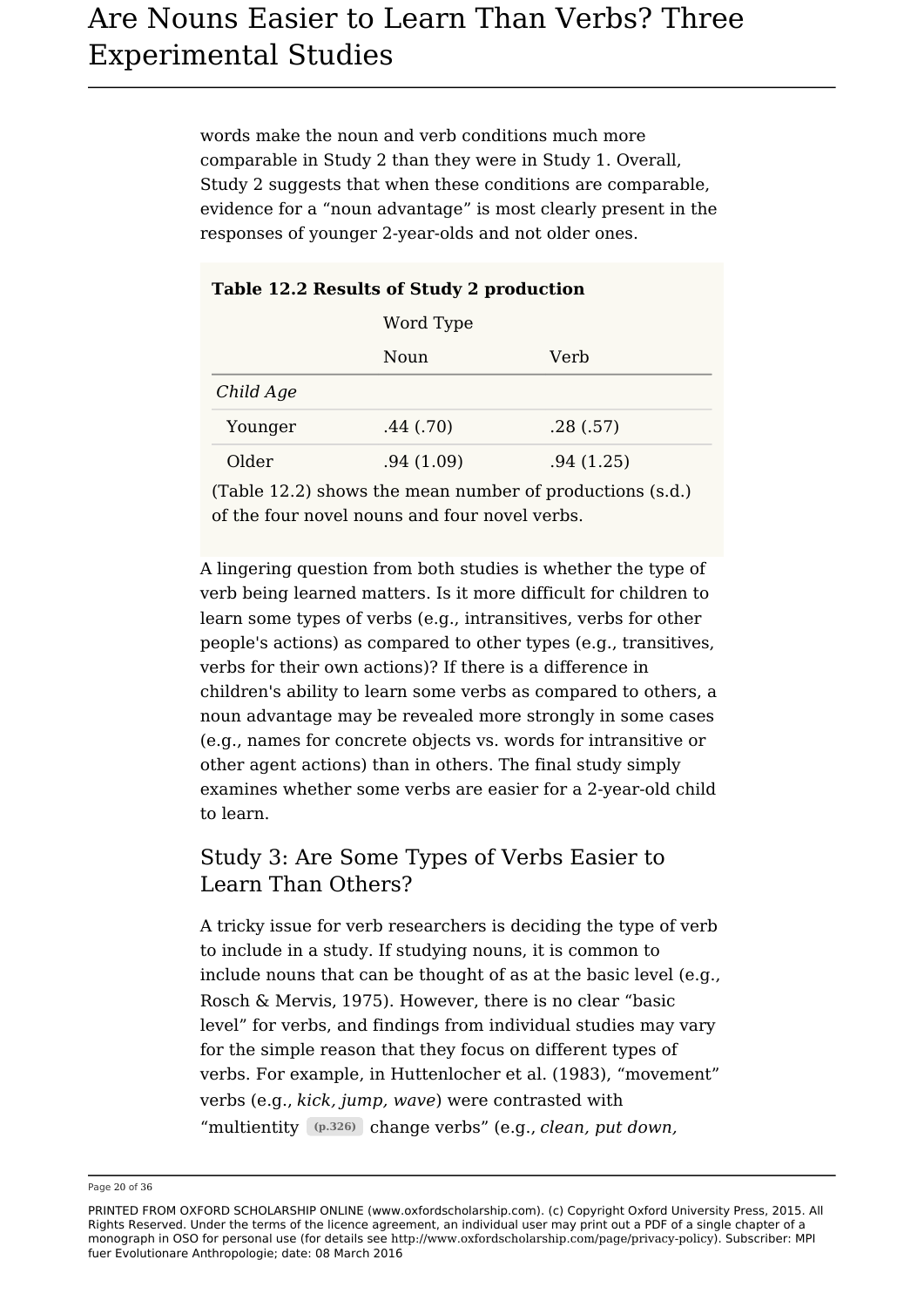words make the noun and verb conditions much more comparable in Study 2 than they were in Study 1. Overall, Study 2 suggests that when these conditions are comparable, evidence for a “noun advantage” is most clearly present in the responses of younger 2-year-olds and not older ones.

**Table 12.2 Results of Study 2 production**

| | Word Type | |
|---|---|---|
| | Noun | Verb |
| *Child Age* | | |
| Younger | .44 (.70) | .28 (.57) |
| Older | .94 (1.09) | .94 (1.25) |

(Table 12.2) shows the mean number of productions (s.d.) of the four novel nouns and four novel verbs.

A lingering question from both studies is whether the type of verb being learned matters. Is it more difficult for children to learn some types of verbs (e.g., intransitives, verbs for other people's actions) as compared to other types (e.g., transitives, verbs for their own actions)? If there is a difference in children's ability to learn some verbs as compared to others, a noun advantage may be revealed more strongly in some cases (e.g., names for concrete objects vs. words for intransitive or other agent actions) than in others. The final study simply examines whether some verbs are easier for a 2-year-old child to learn.

## Study 3: Are Some Types of Verbs Easier to Learn Than Others?

A tricky issue for verb researchers is deciding the type of verb to include in a study. If studying nouns, it is common to include nouns that can be thought of as at the basic level (e.g., Rosch & Mervis, 1975). However, there is no clear “basic level” for verbs, and findings from individual studies may vary for the simple reason that they focus on different types of verbs. For example, in Huttenlocher et al. (1983), “movement” verbs (e.g., *kick, jump, wave*) were contrasted with “multientity (p.326) change verbs” (e.g., *clean, put down,*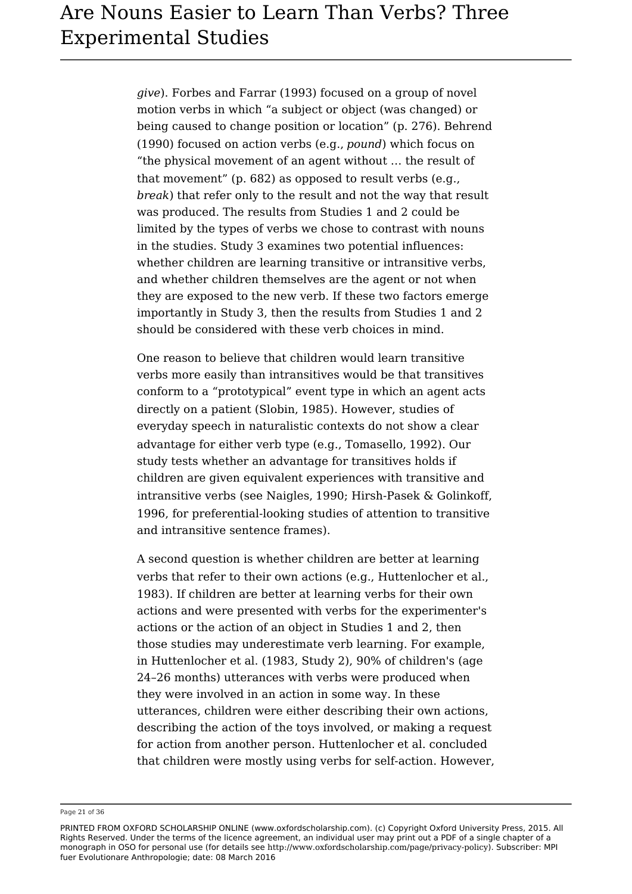*give*). Forbes and Farrar (1993) focused on a group of novel motion verbs in which “a subject or object (was changed) or being caused to change position or location” (p. 276). Behrend (1990) focused on action verbs (e.g., *pound*) which focus on “the physical movement of an agent without … the result of that movement” (p. 682) as opposed to result verbs (e.g., *break*) that refer only to the result and not the way that result was produced. The results from Studies 1 and 2 could be limited by the types of verbs we chose to contrast with nouns in the studies. Study 3 examines two potential influences: whether children are learning transitive or intransitive verbs, and whether children themselves are the agent or not when they are exposed to the new verb. If these two factors emerge importantly in Study 3, then the results from Studies 1 and 2 should be considered with these verb choices in mind.

One reason to believe that children would learn transitive verbs more easily than intransitives would be that transitives conform to a “prototypical” event type in which an agent acts directly on a patient (Slobin, 1985). However, studies of everyday speech in naturalistic contexts do not show a clear advantage for either verb type (e.g., Tomasello, 1992). Our study tests whether an advantage for transitives holds if children are given equivalent experiences with transitive and intransitive verbs (see Naigles, 1990; Hirsh-Pasek & Golinkoff, 1996, for preferential-looking studies of attention to transitive and intransitive sentence frames).

A second question is whether children are better at learning verbs that refer to their own actions (e.g., Huttenlocher et al., 1983). If children are better at learning verbs for their own actions and were presented with verbs for the experimenter's actions or the action of an object in Studies 1 and 2, then those studies may underestimate verb learning. For example, in Huttenlocher et al. (1983, Study 2), 90% of children's (age 24–26 months) utterances with verbs were produced when they were involved in an action in some way. In these utterances, children were either describing their own actions, describing the action of the toys involved, or making a request for action from another person. Huttenlocher et al. concluded that children were mostly using verbs for self-action. However,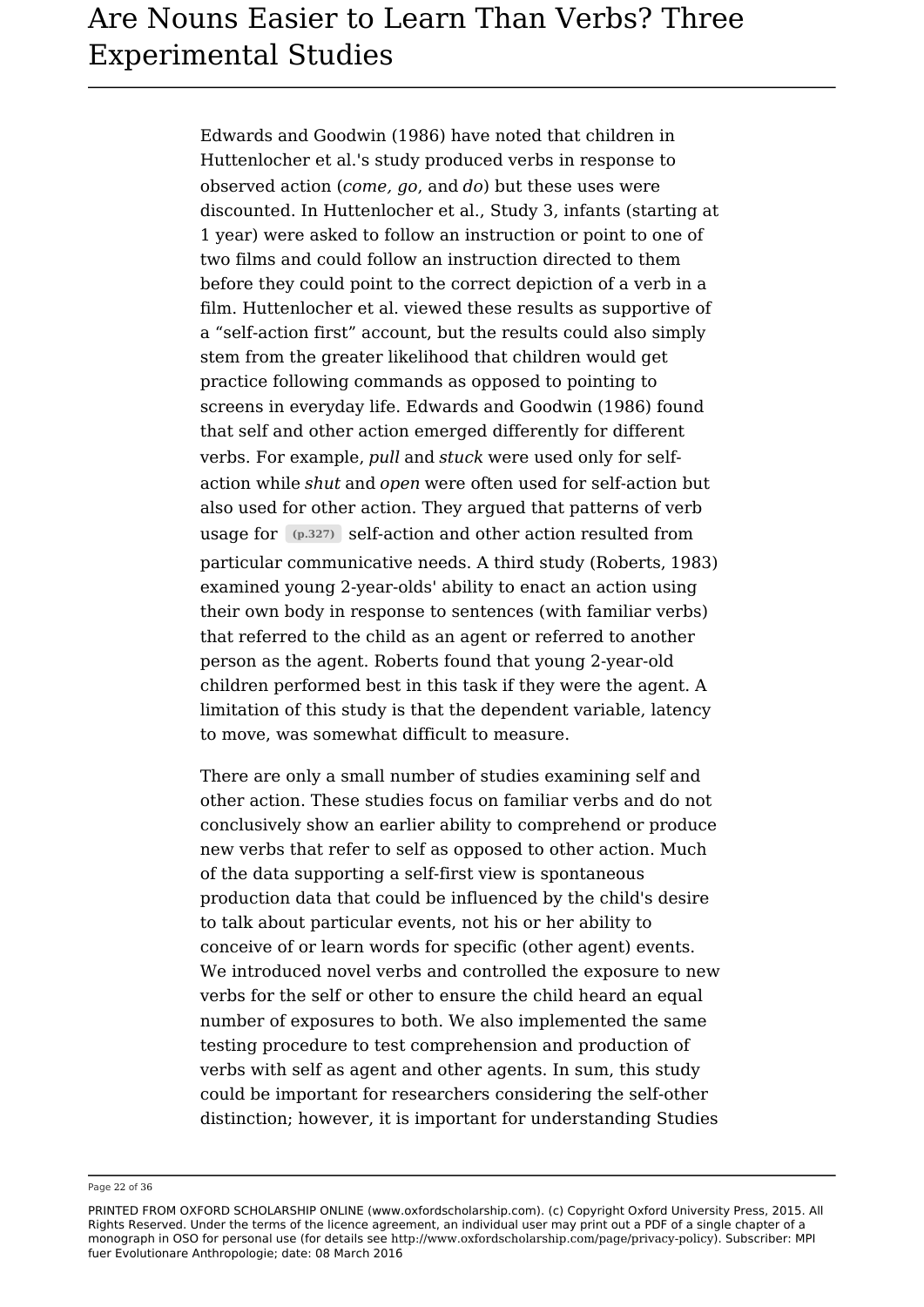Edwards and Goodwin (1986) have noted that children in Huttenlocher et al.'s study produced verbs in response to observed action (*come, go*, and *do*) but these uses were discounted. In Huttenlocher et al., Study 3, infants (starting at 1 year) were asked to follow an instruction or point to one of two films and could follow an instruction directed to them before they could point to the correct depiction of a verb in a film. Huttenlocher et al. viewed these results as supportive of a “self-action first” account, but the results could also simply stem from the greater likelihood that children would get practice following commands as opposed to pointing to screens in everyday life. Edwards and Goodwin (1986) found that self and other action emerged differently for different verbs. For example, *pull* and *stuck* were used only for self-action while *shut* and *open* were often used for self-action but also used for other action. They argued that patterns of verb usage for (p.327) self-action and other action resulted from particular communicative needs. A third study (Roberts, 1983) examined young 2-year-olds' ability to enact an action using their own body in response to sentences (with familiar verbs) that referred to the child as an agent or referred to another person as the agent. Roberts found that young 2-year-old children performed best in this task if they were the agent. A limitation of this study is that the dependent variable, latency to move, was somewhat difficult to measure.

There are only a small number of studies examining self and other action. These studies focus on familiar verbs and do not conclusively show an earlier ability to comprehend or produce new verbs that refer to self as opposed to other action. Much of the data supporting a self-first view is spontaneous production data that could be influenced by the child's desire to talk about particular events, not his or her ability to conceive of or learn words for specific (other agent) events. We introduced novel verbs and controlled the exposure to new verbs for the self or other to ensure the child heard an equal number of exposures to both. We also implemented the same testing procedure to test comprehension and production of verbs with self as agent and other agents. In sum, this study could be important for researchers considering the self-other distinction; however, it is important for understanding Studies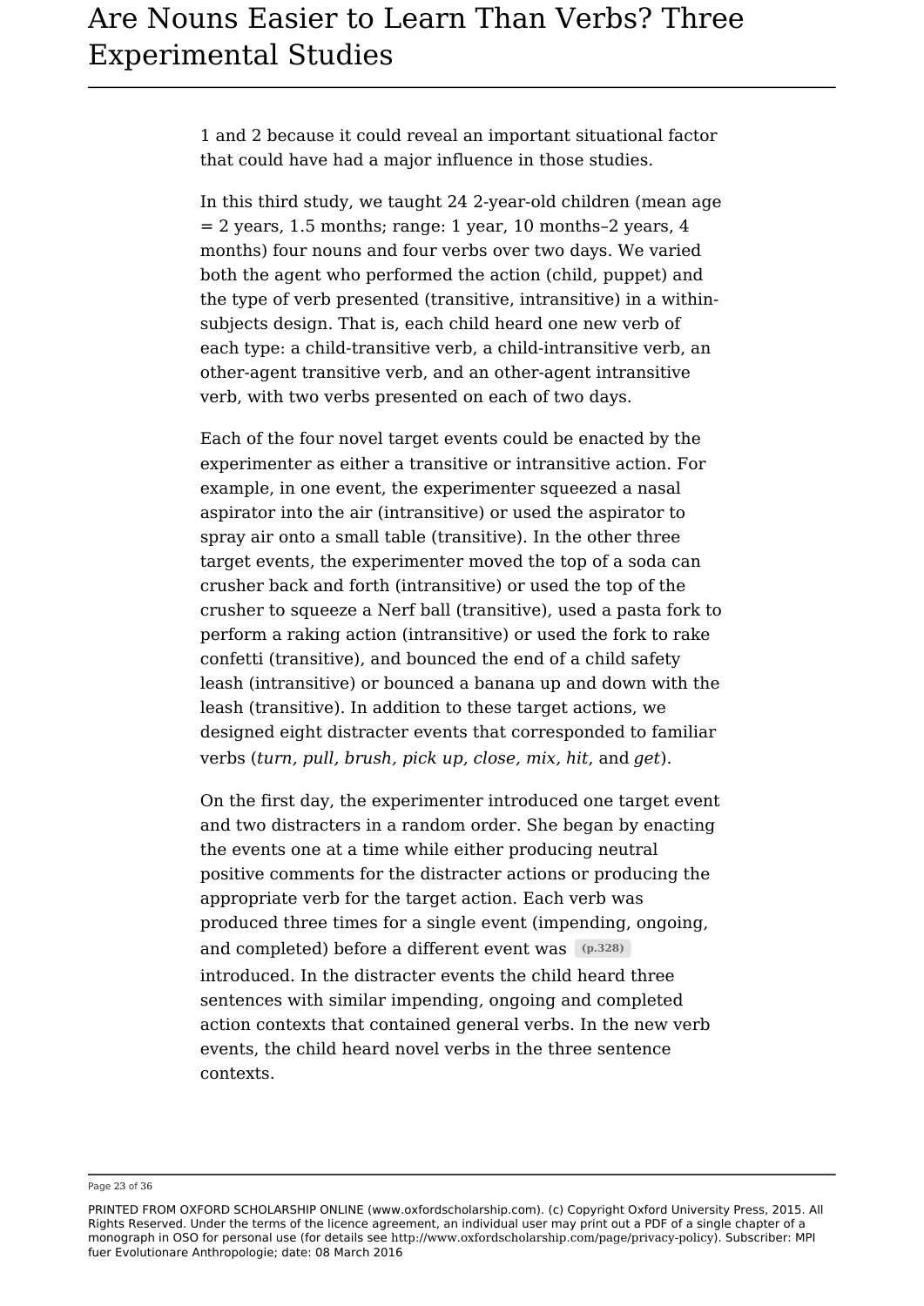1 and 2 because it could reveal an important situational factor that could have had a major influence in those studies.

In this third study, we taught 24 2-year-old children (mean age = 2 years, 1.5 months; range: 1 year, 10 months–2 years, 4 months) four nouns and four verbs over two days. We varied both the agent who performed the action (child, puppet) and the type of verb presented (transitive, intransitive) in a within-subjects design. That is, each child heard one new verb of each type: a child-transitive verb, a child-intransitive verb, an other-agent transitive verb, and an other-agent intransitive verb, with two verbs presented on each of two days.

Each of the four novel target events could be enacted by the experimenter as either a transitive or intransitive action. For example, in one event, the experimenter squeezed a nasal aspirator into the air (intransitive) or used the aspirator to spray air onto a small table (transitive). In the other three target events, the experimenter moved the top of a soda can crusher back and forth (intransitive) or used the top of the crusher to squeeze a Nerf ball (transitive), used a pasta fork to perform a raking action (intransitive) or used the fork to rake confetti (transitive), and bounced the end of a child safety leash (intransitive) or bounced a banana up and down with the leash (transitive). In addition to these target actions, we designed eight distracter events that corresponded to familiar verbs (*turn, pull, brush, pick up, close, mix, hit*, and *get*).

On the first day, the experimenter introduced one target event and two distracters in a random order. She began by enacting the events one at a time while either producing neutral positive comments for the distracter actions or producing the appropriate verb for the target action. Each verb was produced three times for a single event (impending, ongoing, and completed) before a different event was (p.328) introduced. In the distracter events the child heard three sentences with similar impending, ongoing and completed action contexts that contained general verbs. In the new verb events, the child heard novel verbs in the three sentence contexts.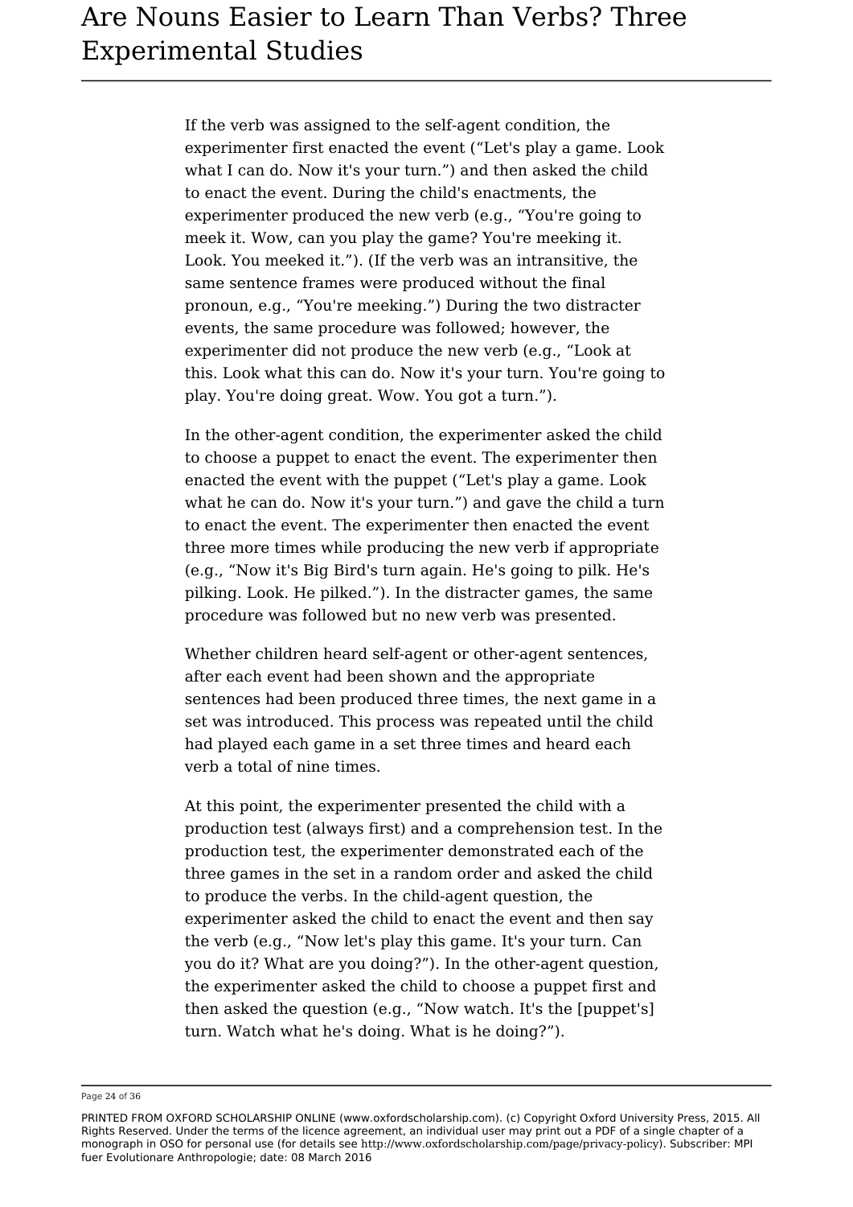If the verb was assigned to the self-agent condition, the experimenter first enacted the event (“Let's play a game. Look what I can do. Now it's your turn.”) and then asked the child to enact the event. During the child's enactments, the experimenter produced the new verb (e.g., “You're going to meek it. Wow, can you play the game? You're meeking it. Look. You meeked it.”). (If the verb was an intransitive, the same sentence frames were produced without the final pronoun, e.g., “You're meeking.”) During the two distracter events, the same procedure was followed; however, the experimenter did not produce the new verb (e.g., “Look at this. Look what this can do. Now it's your turn. You're going to play. You're doing great. Wow. You got a turn.”).

In the other-agent condition, the experimenter asked the child to choose a puppet to enact the event. The experimenter then enacted the event with the puppet (“Let's play a game. Look what he can do. Now it's your turn.”) and gave the child a turn to enact the event. The experimenter then enacted the event three more times while producing the new verb if appropriate (e.g., “Now it's Big Bird's turn again. He's going to pilk. He's pilking. Look. He pilked.”). In the distracter games, the same procedure was followed but no new verb was presented.

Whether children heard self-agent or other-agent sentences, after each event had been shown and the appropriate sentences had been produced three times, the next game in a set was introduced. This process was repeated until the child had played each game in a set three times and heard each verb a total of nine times.

At this point, the experimenter presented the child with a production test (always first) and a comprehension test. In the production test, the experimenter demonstrated each of the three games in the set in a random order and asked the child to produce the verbs. In the child-agent question, the experimenter asked the child to enact the event and then say the verb (e.g., “Now let's play this game. It's your turn. Can you do it? What are you doing?”). In the other-agent question, the experimenter asked the child to choose a puppet first and then asked the question (e.g., “Now watch. It's the [puppet's] turn. Watch what he's doing. What is he doing?”).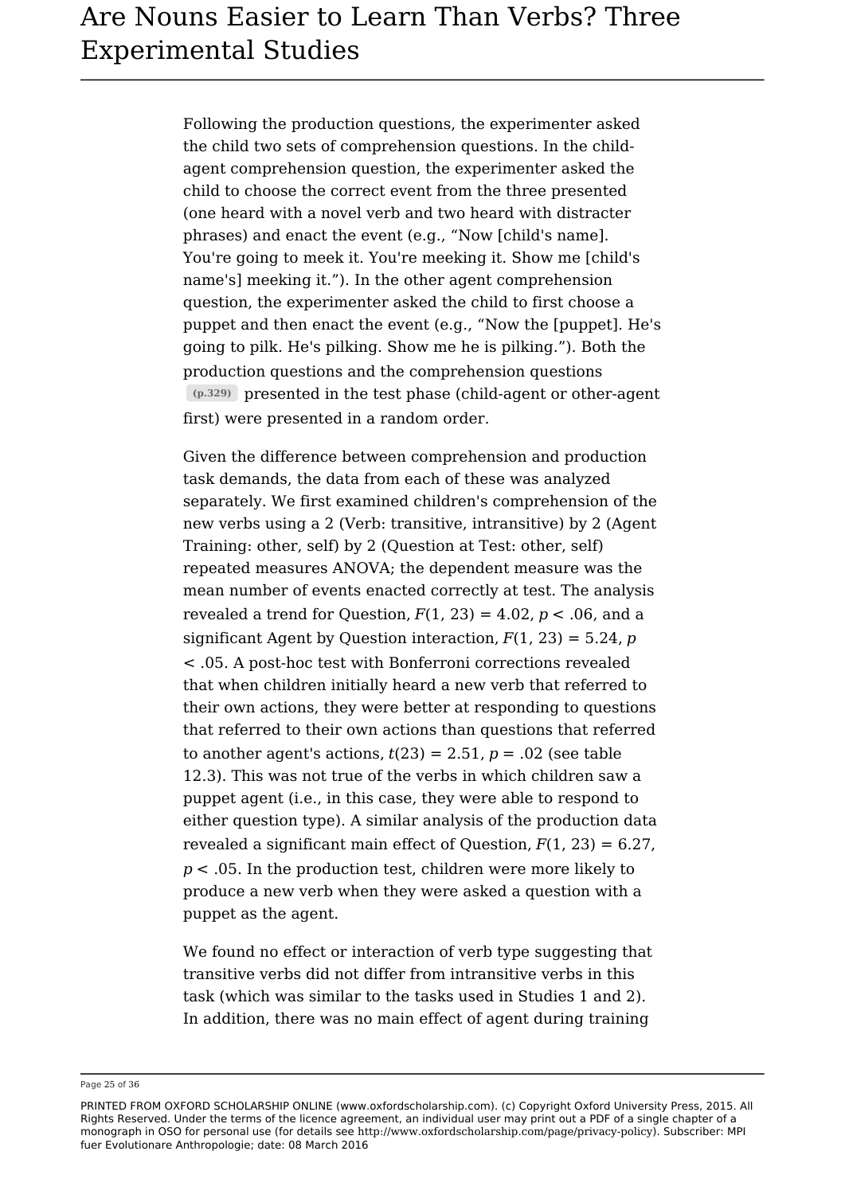Following the production questions, the experimenter asked the child two sets of comprehension questions. In the child-agent comprehension question, the experimenter asked the child to choose the correct event from the three presented (one heard with a novel verb and two heard with distracter phrases) and enact the event (e.g., "Now [child's name]. You're going to meek it. You're meeking it. Show me [child's name's] meeking it."). In the other agent comprehension question, the experimenter asked the child to first choose a puppet and then enact the event (e.g., "Now the [puppet]. He's going to pilk. He's pilking. Show me he is pilking."). Both the production questions and the comprehension questions (p.329) presented in the test phase (child-agent or other-agent first) were presented in a random order.

Given the difference between comprehension and production task demands, the data from each of these was analyzed separately. We first examined children's comprehension of the new verbs using a 2 (Verb: transitive, intransitive) by 2 (Agent Training: other, self) by 2 (Question at Test: other, self) repeated measures ANOVA; the dependent measure was the mean number of events enacted correctly at test. The analysis revealed a trend for Question, $F(1, 23) = 4.02$, $p < .06$, and a significant Agent by Question interaction, $F(1, 23) = 5.24$, $p < .05$. A post-hoc test with Bonferroni corrections revealed that when children initially heard a new verb that referred to their own actions, they were better at responding to questions that referred to their own actions than questions that referred to another agent's actions, $t(23) = 2.51$, $p = .02$ (see table 12.3). This was not true of the verbs in which children saw a puppet agent (i.e., in this case, they were able to respond to either question type). A similar analysis of the production data revealed a significant main effect of Question, $F(1, 23) = 6.27$, $p < .05$. In the production test, children were more likely to produce a new verb when they were asked a question with a puppet as the agent.

We found no effect or interaction of verb type suggesting that transitive verbs did not differ from intransitive verbs in this task (which was similar to the tasks used in Studies 1 and 2). In addition, there was no main effect of agent during training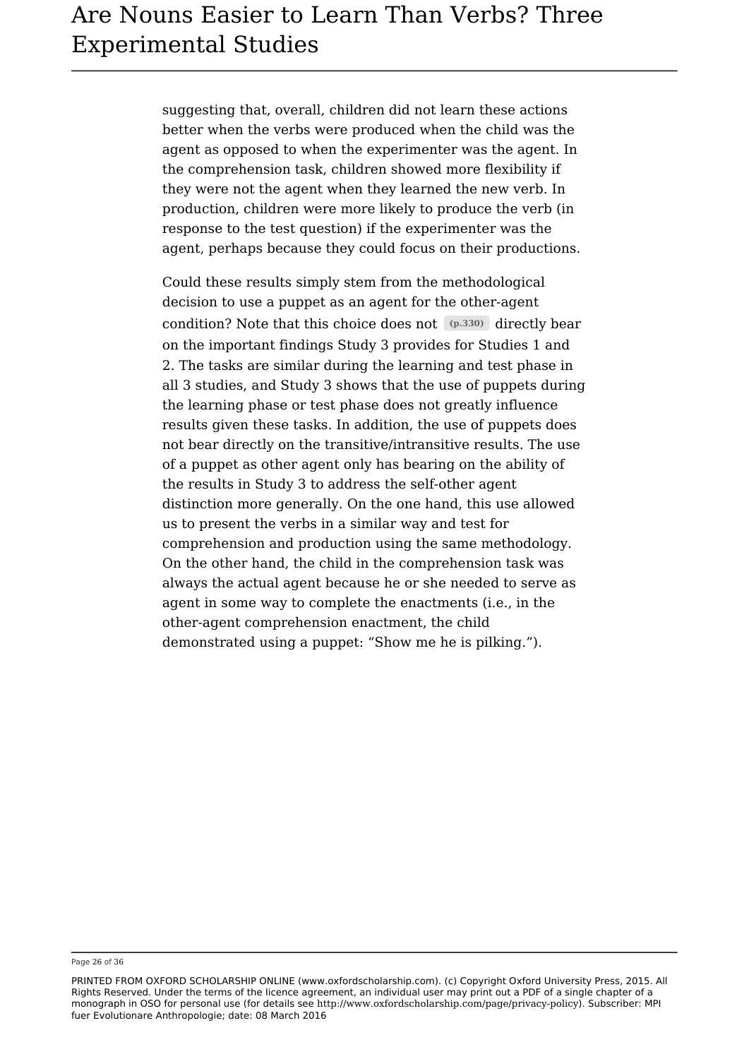suggesting that, overall, children did not learn these actions better when the verbs were produced when the child was the agent as opposed to when the experimenter was the agent. In the comprehension task, children showed more flexibility if they were not the agent when they learned the new verb. In production, children were more likely to produce the verb (in response to the test question) if the experimenter was the agent, perhaps because they could focus on their productions.

Could these results simply stem from the methodological decision to use a puppet as an agent for the other-agent condition? Note that this choice does not (p.330) directly bear on the important findings Study 3 provides for Studies 1 and 2. The tasks are similar during the learning and test phase in all 3 studies, and Study 3 shows that the use of puppets during the learning phase or test phase does not greatly influence results given these tasks. In addition, the use of puppets does not bear directly on the transitive/intransitive results. The use of a puppet as other agent only has bearing on the ability of the results in Study 3 to address the self-other agent distinction more generally. On the one hand, this use allowed us to present the verbs in a similar way and test for comprehension and production using the same methodology. On the other hand, the child in the comprehension task was always the actual agent because he or she needed to serve as agent in some way to complete the enactments (i.e., in the other-agent comprehension enactment, the child demonstrated using a puppet: "Show me he is pilking.").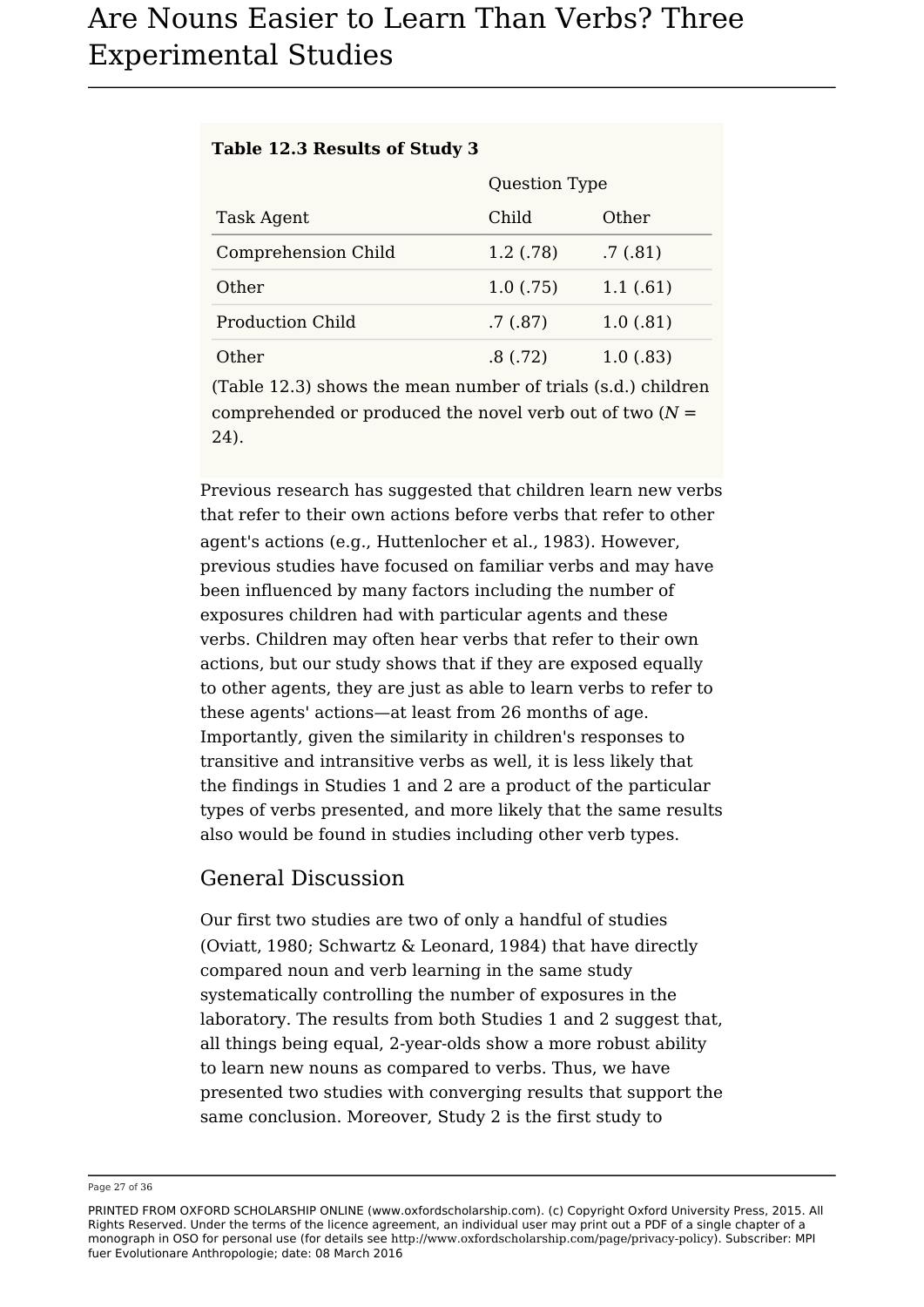**Table 12.3 Results of Study 3**

| | Question Type | |
|---|---|---|
| Task Agent | Child | Other |
| Comprehension Child | 1.2 (.78) | .7 (.81) |
| Other | 1.0 (.75) | 1.1 (.61) |
| Production Child | .7 (.87) | 1.0 (.81) |
| Other | .8 (.72) | 1.0 (.83) |

(Table 12.3) shows the mean number of trials (s.d.) children comprehended or produced the novel verb out of two (*N* = 24).

Previous research has suggested that children learn new verbs that refer to their own actions before verbs that refer to other agent's actions (e.g., Huttenlocher et al., 1983). However, previous studies have focused on familiar verbs and may have been influenced by many factors including the number of exposures children had with particular agents and these verbs. Children may often hear verbs that refer to their own actions, but our study shows that if they are exposed equally to other agents, they are just as able to learn verbs to refer to these agents' actions—at least from 26 months of age. Importantly, given the similarity in children's responses to transitive and intransitive verbs as well, it is less likely that the findings in Studies 1 and 2 are a product of the particular types of verbs presented, and more likely that the same results also would be found in studies including other verb types.

## General Discussion

Our first two studies are two of only a handful of studies (Oviatt, 1980; Schwartz & Leonard, 1984) that have directly compared noun and verb learning in the same study systematically controlling the number of exposures in the laboratory. The results from both Studies 1 and 2 suggest that, all things being equal, 2-year-olds show a more robust ability to learn new nouns as compared to verbs. Thus, we have presented two studies with converging results that support the same conclusion. Moreover, Study 2 is the first study to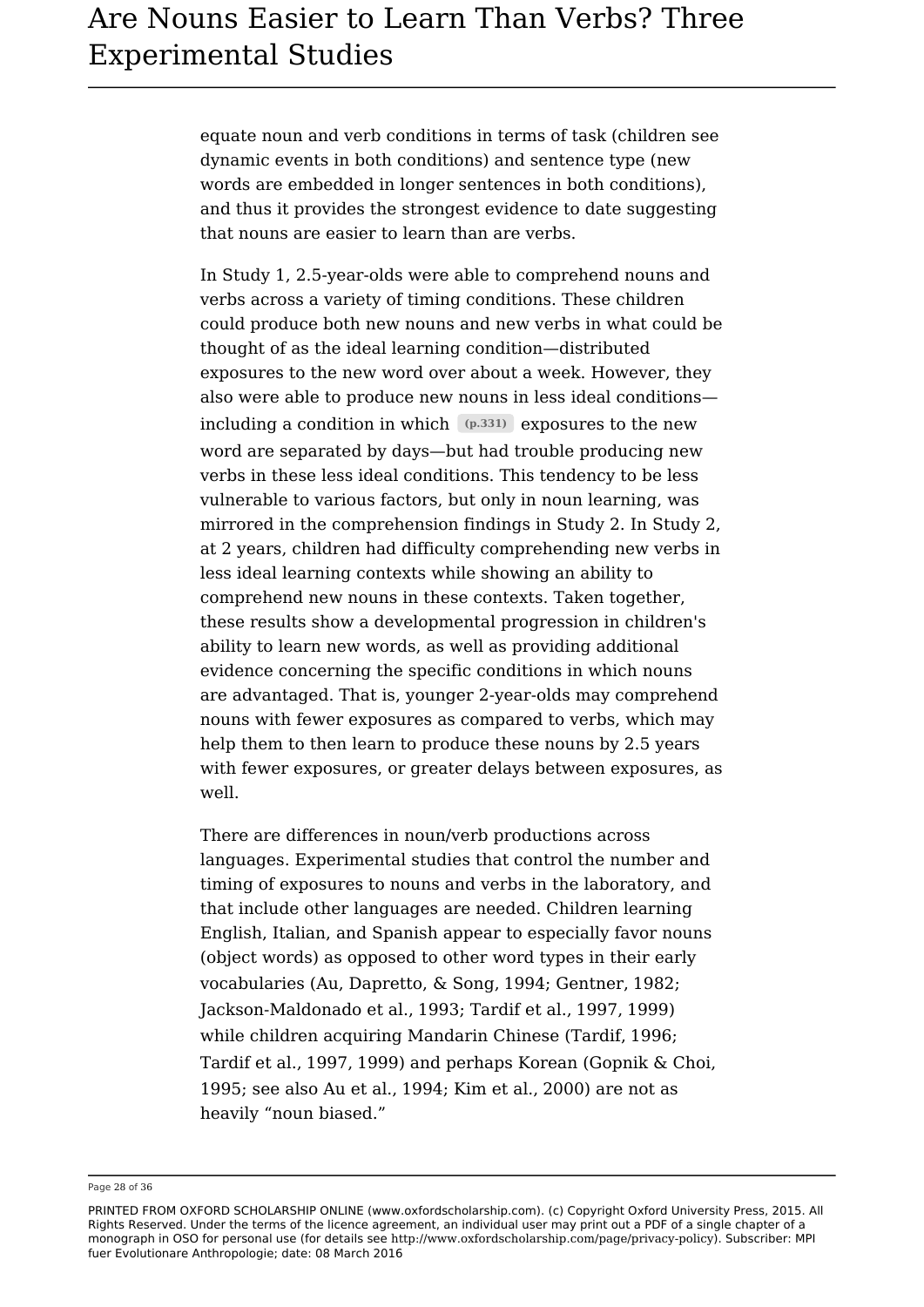equate noun and verb conditions in terms of task (children see dynamic events in both conditions) and sentence type (new words are embedded in longer sentences in both conditions), and thus it provides the strongest evidence to date suggesting that nouns are easier to learn than are verbs.

In Study 1, 2.5-year-olds were able to comprehend nouns and verbs across a variety of timing conditions. These children could produce both new nouns and new verbs in what could be thought of as the ideal learning condition—distributed exposures to the new word over about a week. However, they also were able to produce new nouns in less ideal conditions—including a condition in which (p.331) exposures to the new word are separated by days—but had trouble producing new verbs in these less ideal conditions. This tendency to be less vulnerable to various factors, but only in noun learning, was mirrored in the comprehension findings in Study 2. In Study 2, at 2 years, children had difficulty comprehending new verbs in less ideal learning contexts while showing an ability to comprehend new nouns in these contexts. Taken together, these results show a developmental progression in children's ability to learn new words, as well as providing additional evidence concerning the specific conditions in which nouns are advantaged. That is, younger 2-year-olds may comprehend nouns with fewer exposures as compared to verbs, which may help them to then learn to produce these nouns by 2.5 years with fewer exposures, or greater delays between exposures, as well.

There are differences in noun/verb productions across languages. Experimental studies that control the number and timing of exposures to nouns and verbs in the laboratory, and that include other languages are needed. Children learning English, Italian, and Spanish appear to especially favor nouns (object words) as opposed to other word types in their early vocabularies (Au, Dapretto, & Song, 1994; Gentner, 1982; Jackson-Maldonado et al., 1993; Tardif et al., 1997, 1999) while children acquiring Mandarin Chinese (Tardif, 1996; Tardif et al., 1997, 1999) and perhaps Korean (Gopnik & Choi, 1995; see also Au et al., 1994; Kim et al., 2000) are not as heavily "noun biased."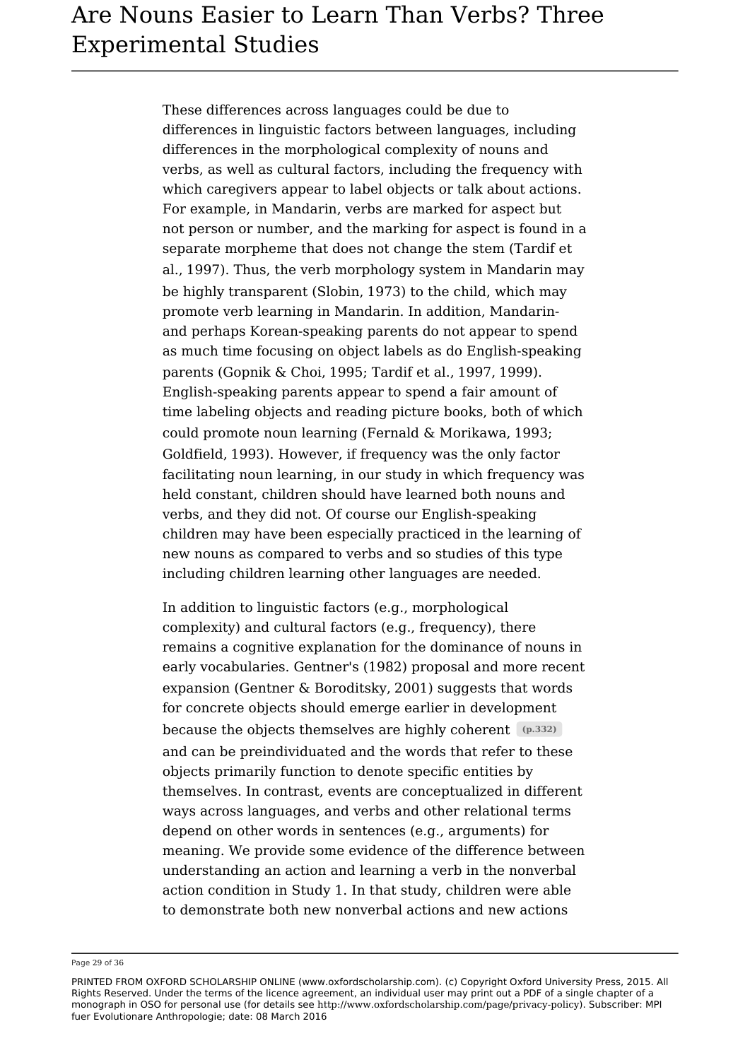These differences across languages could be due to differences in linguistic factors between languages, including differences in the morphological complexity of nouns and verbs, as well as cultural factors, including the frequency with which caregivers appear to label objects or talk about actions. For example, in Mandarin, verbs are marked for aspect but not person or number, and the marking for aspect is found in a separate morpheme that does not change the stem (Tardif et al., 1997). Thus, the verb morphology system in Mandarin may be highly transparent (Slobin, 1973) to the child, which may promote verb learning in Mandarin. In addition, Mandarin- and perhaps Korean-speaking parents do not appear to spend as much time focusing on object labels as do English-speaking parents (Gopnik & Choi, 1995; Tardif et al., 1997, 1999). English-speaking parents appear to spend a fair amount of time labeling objects and reading picture books, both of which could promote noun learning (Fernald & Morikawa, 1993; Goldfield, 1993). However, if frequency was the only factor facilitating noun learning, in our study in which frequency was held constant, children should have learned both nouns and verbs, and they did not. Of course our English-speaking children may have been especially practiced in the learning of new nouns as compared to verbs and so studies of this type including children learning other languages are needed.

In addition to linguistic factors (e.g., morphological complexity) and cultural factors (e.g., frequency), there remains a cognitive explanation for the dominance of nouns in early vocabularies. Gentner's (1982) proposal and more recent expansion (Gentner & Boroditsky, 2001) suggests that words for concrete objects should emerge earlier in development because the objects themselves are highly coherent (p.332) and can be preindividuated and the words that refer to these objects primarily function to denote specific entities by themselves. In contrast, events are conceptualized in different ways across languages, and verbs and other relational terms depend on other words in sentences (e.g., arguments) for meaning. We provide some evidence of the difference between understanding an action and learning a verb in the nonverbal action condition in Study 1. In that study, children were able to demonstrate both new nonverbal actions and new actions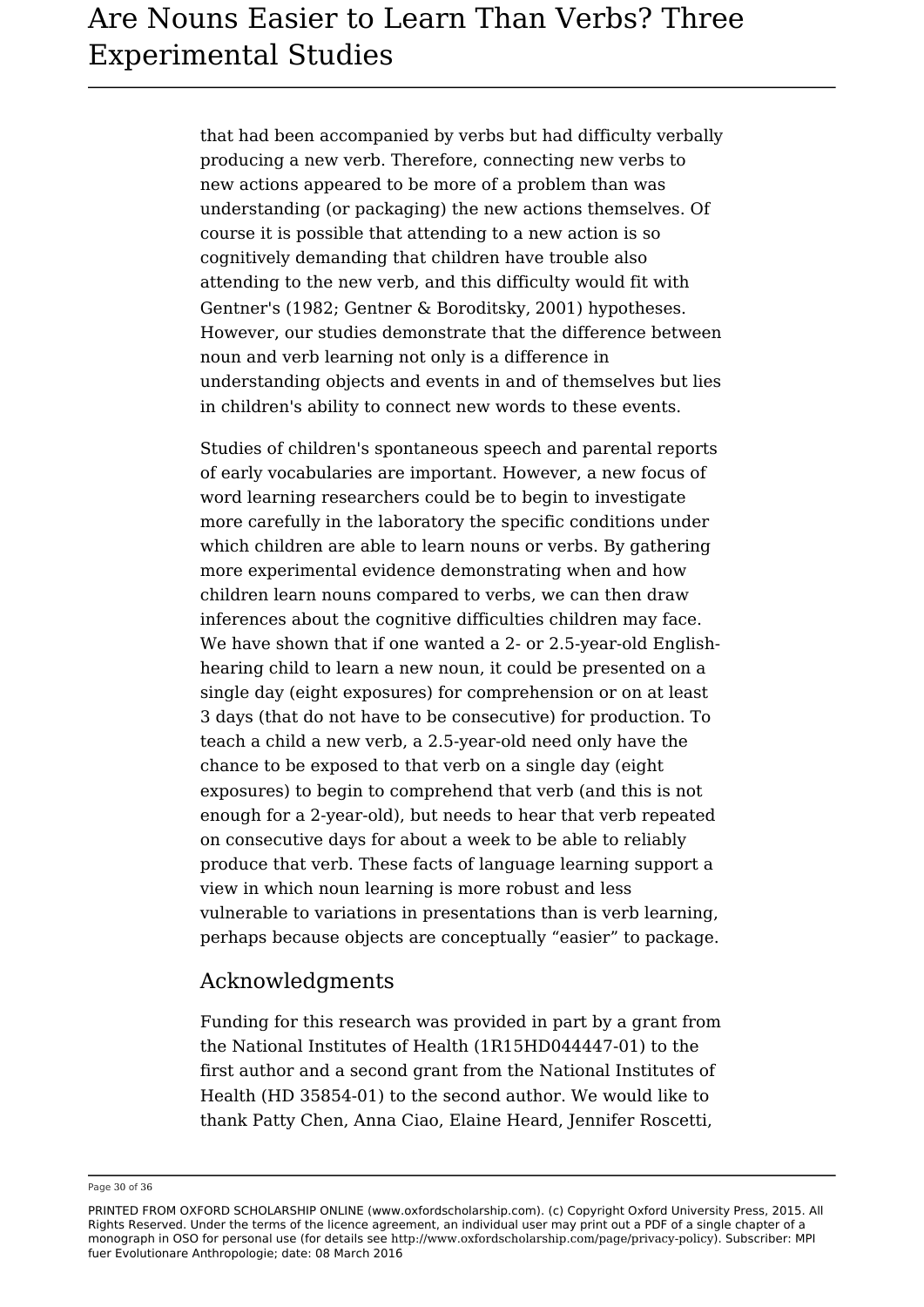that had been accompanied by verbs but had difficulty verbally producing a new verb. Therefore, connecting new verbs to new actions appeared to be more of a problem than was understanding (or packaging) the new actions themselves. Of course it is possible that attending to a new action is so cognitively demanding that children have trouble also attending to the new verb, and this difficulty would fit with Gentner's (1982; Gentner & Boroditsky, 2001) hypotheses. However, our studies demonstrate that the difference between noun and verb learning not only is a difference in understanding objects and events in and of themselves but lies in children's ability to connect new words to these events.

Studies of children's spontaneous speech and parental reports of early vocabularies are important. However, a new focus of word learning researchers could be to begin to investigate more carefully in the laboratory the specific conditions under which children are able to learn nouns or verbs. By gathering more experimental evidence demonstrating when and how children learn nouns compared to verbs, we can then draw inferences about the cognitive difficulties children may face. We have shown that if one wanted a 2- or 2.5-year-old English-hearing child to learn a new noun, it could be presented on a single day (eight exposures) for comprehension or on at least 3 days (that do not have to be consecutive) for production. To teach a child a new verb, a 2.5-year-old need only have the chance to be exposed to that verb on a single day (eight exposures) to begin to comprehend that verb (and this is not enough for a 2-year-old), but needs to hear that verb repeated on consecutive days for about a week to be able to reliably produce that verb. These facts of language learning support a view in which noun learning is more robust and less vulnerable to variations in presentations than is verb learning, perhaps because objects are conceptually "easier" to package.

## Acknowledgments

Funding for this research was provided in part by a grant from the National Institutes of Health (1R15HD044447-01) to the first author and a second grant from the National Institutes of Health (HD 35854-01) to the second author. We would like to thank Patty Chen, Anna Ciao, Elaine Heard, Jennifer Roscetti,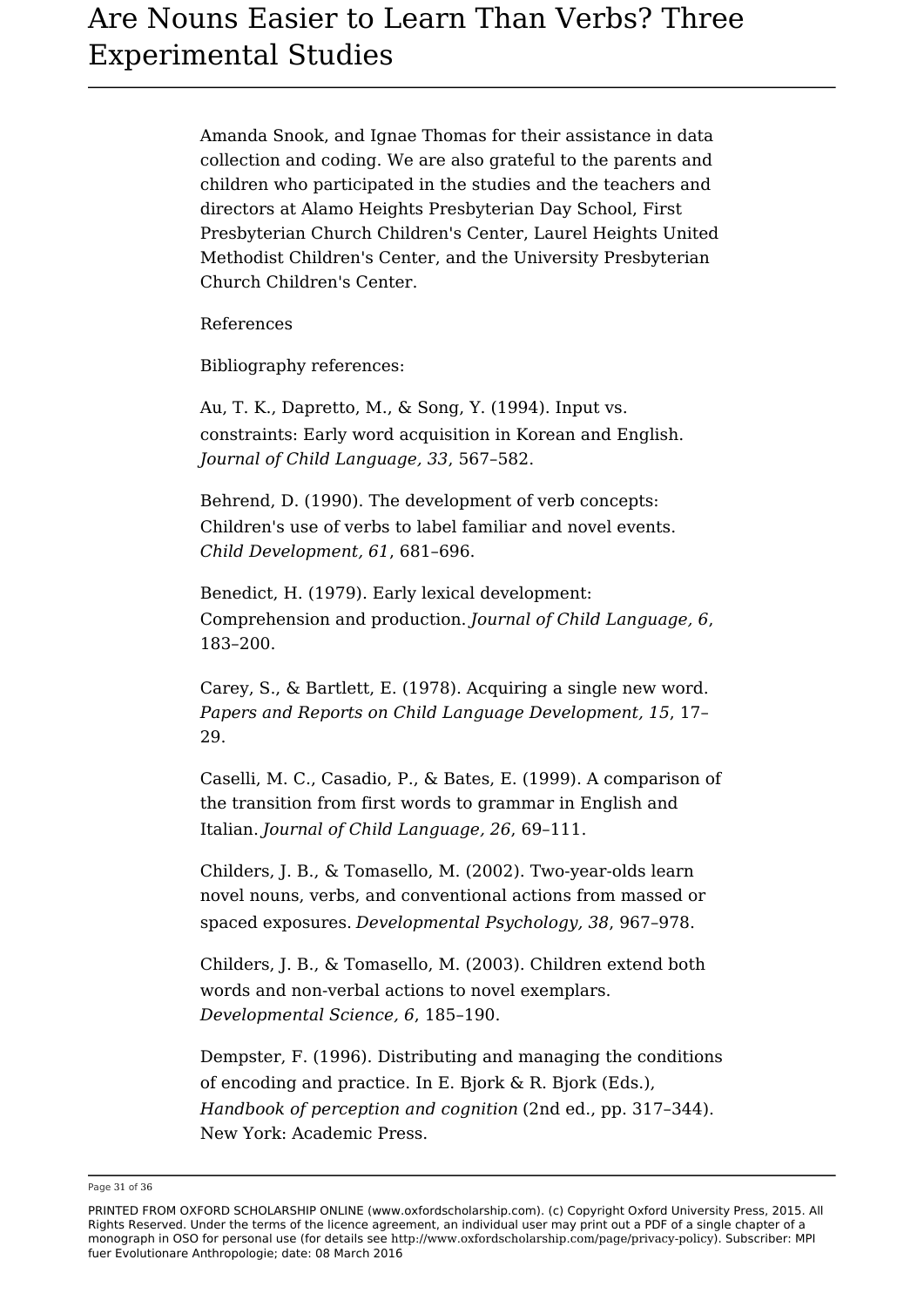Amanda Snook, and Ignae Thomas for their assistance in data collection and coding. We are also grateful to the parents and children who participated in the studies and the teachers and directors at Alamo Heights Presbyterian Day School, First Presbyterian Church Children's Center, Laurel Heights United Methodist Children's Center, and the University Presbyterian Church Children's Center.

References

Bibliography references:

Au, T. K., Dapretto, M., & Song, Y. (1994). Input vs. constraints: Early word acquisition in Korean and English. *Journal of Child Language, 33*, 567–582.

Behrend, D. (1990). The development of verb concepts: Children's use of verbs to label familiar and novel events. *Child Development, 61*, 681–696.

Benedict, H. (1979). Early lexical development: Comprehension and production. *Journal of Child Language, 6*, 183–200.

Carey, S., & Bartlett, E. (1978). Acquiring a single new word. *Papers and Reports on Child Language Development, 15*, 17–29.

Caselli, M. C., Casadio, P., & Bates, E. (1999). A comparison of the transition from first words to grammar in English and Italian. *Journal of Child Language, 26*, 69–111.

Childers, J. B., & Tomasello, M. (2002). Two-year-olds learn novel nouns, verbs, and conventional actions from massed or spaced exposures. *Developmental Psychology, 38*, 967–978.

Childers, J. B., & Tomasello, M. (2003). Children extend both words and non-verbal actions to novel exemplars. *Developmental Science, 6*, 185–190.

Dempster, F. (1996). Distributing and managing the conditions of encoding and practice. In E. Bjork & R. Bjork (Eds.), *Handbook of perception and cognition* (2nd ed., pp. 317–344). New York: Academic Press.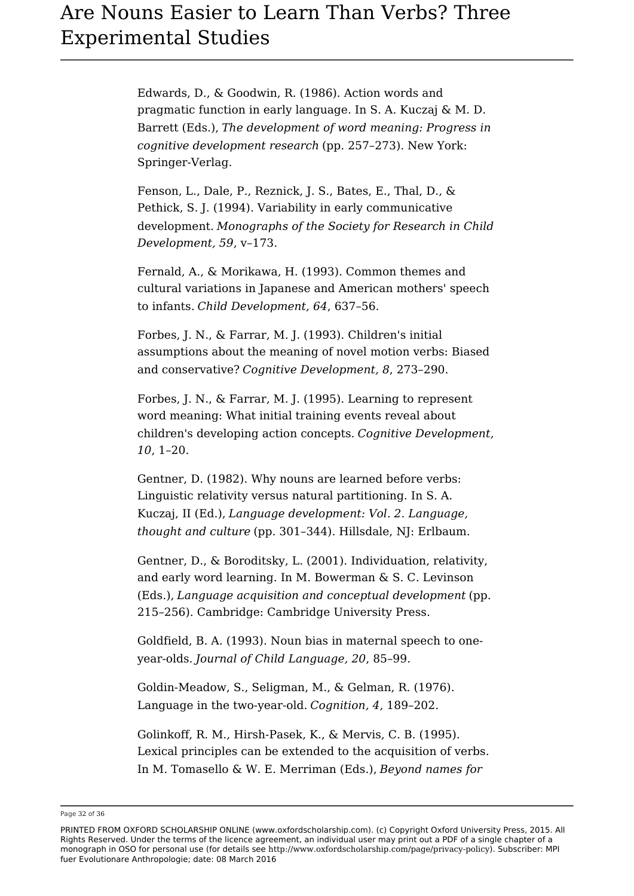Edwards, D., & Goodwin, R. (1986). Action words and pragmatic function in early language. In S. A. Kuczaj & M. D. Barrett (Eds.), *The development of word meaning: Progress in cognitive development research* (pp. 257–273). New York: Springer-Verlag.

Fenson, L., Dale, P., Reznick, J. S., Bates, E., Thal, D., & Pethick, S. J. (1994). Variability in early communicative development. *Monographs of the Society for Research in Child Development, 59*, v–173.

Fernald, A., & Morikawa, H. (1993). Common themes and cultural variations in Japanese and American mothers' speech to infants. *Child Development, 64*, 637–56.

Forbes, J. N., & Farrar, M. J. (1993). Children's initial assumptions about the meaning of novel motion verbs: Biased and conservative? *Cognitive Development, 8*, 273–290.

Forbes, J. N., & Farrar, M. J. (1995). Learning to represent word meaning: What initial training events reveal about children's developing action concepts. *Cognitive Development, 10*, 1–20.

Gentner, D. (1982). Why nouns are learned before verbs: Linguistic relativity versus natural partitioning. In S. A. Kuczaj, II (Ed.), *Language development: Vol. 2. Language, thought and culture* (pp. 301–344). Hillsdale, NJ: Erlbaum.

Gentner, D., & Boroditsky, L. (2001). Individuation, relativity, and early word learning. In M. Bowerman & S. C. Levinson (Eds.), *Language acquisition and conceptual development* (pp. 215–256). Cambridge: Cambridge University Press.

Goldfield, B. A. (1993). Noun bias in maternal speech to one-year-olds. *Journal of Child Language, 20*, 85–99.

Goldin-Meadow, S., Seligman, M., & Gelman, R. (1976). Language in the two-year-old. *Cognition, 4*, 189–202.

Golinkoff, R. M., Hirsh-Pasek, K., & Mervis, C. B. (1995). Lexical principles can be extended to the acquisition of verbs. In M. Tomasello & W. E. Merriman (Eds.), *Beyond names for*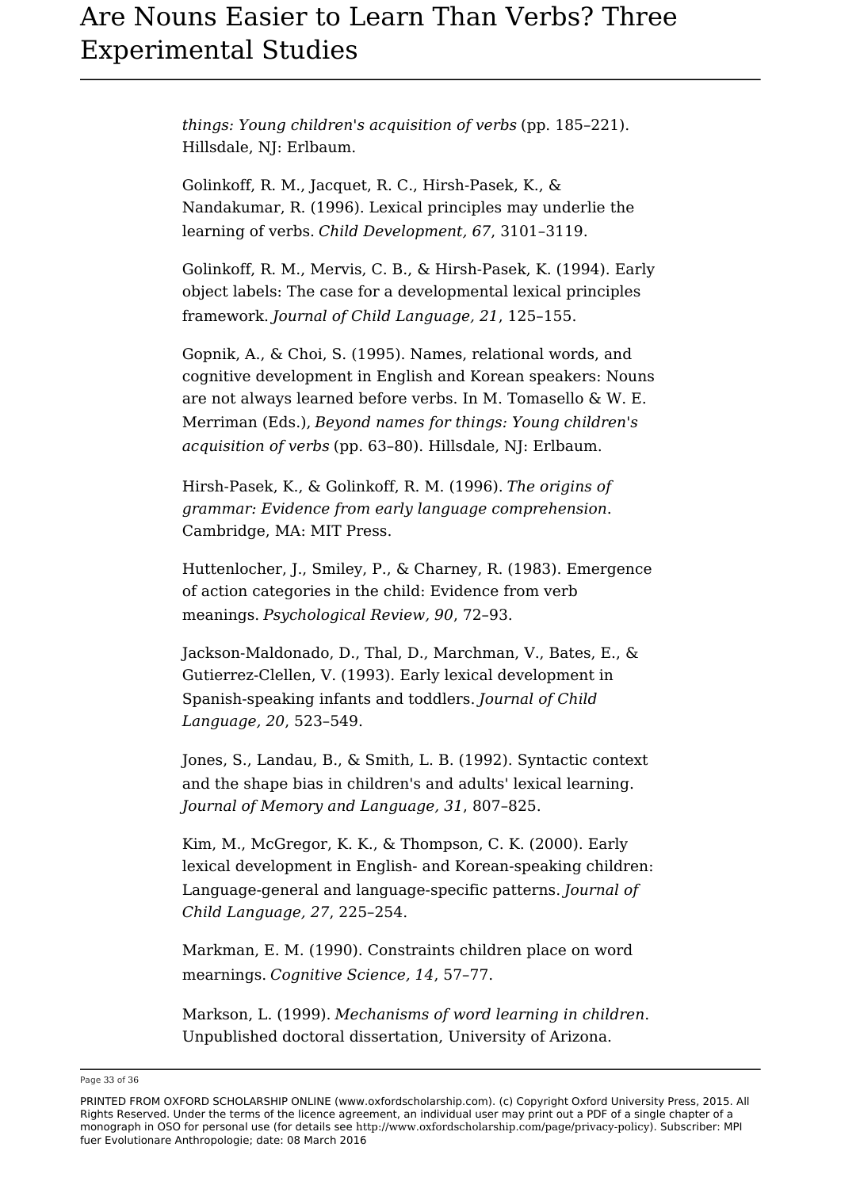*things: Young children's acquisition of verbs* (pp. 185–221). Hillsdale, NJ: Erlbaum.

Golinkoff, R. M., Jacquet, R. C., Hirsh-Pasek, K., & Nandakumar, R. (1996). Lexical principles may underlie the learning of verbs. *Child Development, 67*, 3101–3119.

Golinkoff, R. M., Mervis, C. B., & Hirsh-Pasek, K. (1994). Early object labels: The case for a developmental lexical principles framework. *Journal of Child Language, 21*, 125–155.

Gopnik, A., & Choi, S. (1995). Names, relational words, and cognitive development in English and Korean speakers: Nouns are not always learned before verbs. In M. Tomasello & W. E. Merriman (Eds.), *Beyond names for things: Young children's acquisition of verbs* (pp. 63–80). Hillsdale, NJ: Erlbaum.

Hirsh-Pasek, K., & Golinkoff, R. M. (1996). *The origins of grammar: Evidence from early language comprehension*. Cambridge, MA: MIT Press.

Huttenlocher, J., Smiley, P., & Charney, R. (1983). Emergence of action categories in the child: Evidence from verb meanings. *Psychological Review, 90*, 72–93.

Jackson-Maldonado, D., Thal, D., Marchman, V., Bates, E., & Gutierrez-Clellen, V. (1993). Early lexical development in Spanish-speaking infants and toddlers. *Journal of Child Language, 20*, 523–549.

Jones, S., Landau, B., & Smith, L. B. (1992). Syntactic context and the shape bias in children's and adults' lexical learning. *Journal of Memory and Language, 31*, 807–825.

Kim, M., McGregor, K. K., & Thompson, C. K. (2000). Early lexical development in English- and Korean-speaking children: Language-general and language-specific patterns. *Journal of Child Language, 27*, 225–254.

Markman, E. M. (1990). Constraints children place on word mearnings. *Cognitive Science, 14*, 57–77.

Markson, L. (1999). *Mechanisms of word learning in children*. Unpublished doctoral dissertation, University of Arizona.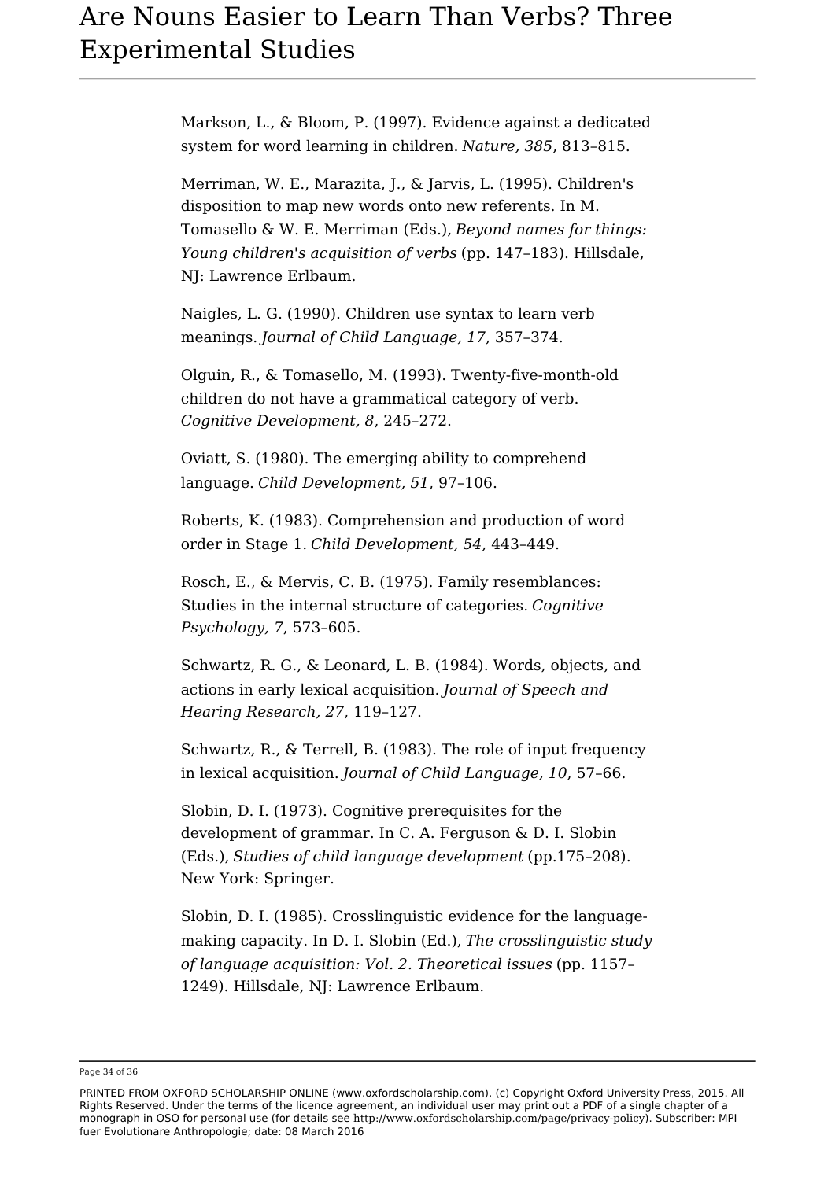Markson, L., & Bloom, P. (1997). Evidence against a dedicated system for word learning in children. *Nature, 385*, 813–815.

Merriman, W. E., Marazita, J., & Jarvis, L. (1995). Children's disposition to map new words onto new referents. In M. Tomasello & W. E. Merriman (Eds.), *Beyond names for things: Young children's acquisition of verbs* (pp. 147–183). Hillsdale, NJ: Lawrence Erlbaum.

Naigles, L. G. (1990). Children use syntax to learn verb meanings. *Journal of Child Language, 17*, 357–374.

Olguin, R., & Tomasello, M. (1993). Twenty-five-month-old children do not have a grammatical category of verb. *Cognitive Development, 8*, 245–272.

Oviatt, S. (1980). The emerging ability to comprehend language. *Child Development, 51*, 97–106.

Roberts, K. (1983). Comprehension and production of word order in Stage 1. *Child Development, 54*, 443–449.

Rosch, E., & Mervis, C. B. (1975). Family resemblances: Studies in the internal structure of categories. *Cognitive Psychology, 7*, 573–605.

Schwartz, R. G., & Leonard, L. B. (1984). Words, objects, and actions in early lexical acquisition. *Journal of Speech and Hearing Research, 27*, 119–127.

Schwartz, R., & Terrell, B. (1983). The role of input frequency in lexical acquisition. *Journal of Child Language, 10*, 57–66.

Slobin, D. I. (1973). Cognitive prerequisites for the development of grammar. In C. A. Ferguson & D. I. Slobin (Eds.), *Studies of child language development* (pp.175–208). New York: Springer.

Slobin, D. I. (1985). Crosslinguistic evidence for the language-making capacity. In D. I. Slobin (Ed.), *The crosslinguistic study of language acquisition: Vol. 2. Theoretical issues* (pp. 1157–1249). Hillsdale, NJ: Lawrence Erlbaum.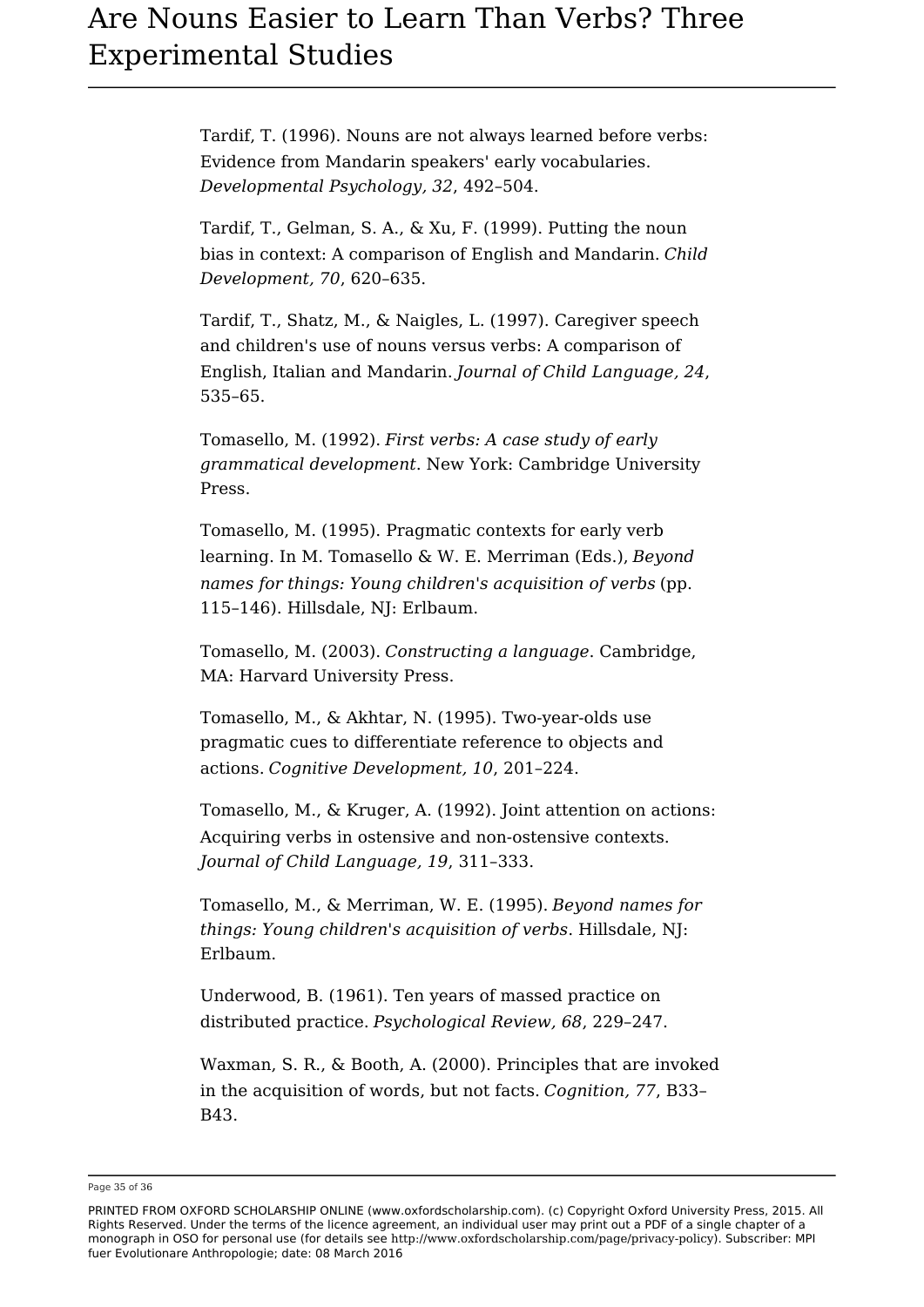Tardif, T. (1996). Nouns are not always learned before verbs: Evidence from Mandarin speakers' early vocabularies. *Developmental Psychology, 32*, 492–504.

Tardif, T., Gelman, S. A., & Xu, F. (1999). Putting the noun bias in context: A comparison of English and Mandarin. *Child Development, 70*, 620–635.

Tardif, T., Shatz, M., & Naigles, L. (1997). Caregiver speech and children's use of nouns versus verbs: A comparison of English, Italian and Mandarin. *Journal of Child Language, 24*, 535–65.

Tomasello, M. (1992). *First verbs: A case study of early grammatical development*. New York: Cambridge University Press.

Tomasello, M. (1995). Pragmatic contexts for early verb learning. In M. Tomasello & W. E. Merriman (Eds.), *Beyond names for things: Young children's acquisition of verbs* (pp. 115–146). Hillsdale, NJ: Erlbaum.

Tomasello, M. (2003). *Constructing a language*. Cambridge, MA: Harvard University Press.

Tomasello, M., & Akhtar, N. (1995). Two-year-olds use pragmatic cues to differentiate reference to objects and actions. *Cognitive Development, 10*, 201–224.

Tomasello, M., & Kruger, A. (1992). Joint attention on actions: Acquiring verbs in ostensive and non-ostensive contexts. *Journal of Child Language, 19*, 311–333.

Tomasello, M., & Merriman, W. E. (1995). *Beyond names for things: Young children's acquisition of verbs*. Hillsdale, NJ: Erlbaum.

Underwood, B. (1961). Ten years of massed practice on distributed practice. *Psychological Review, 68*, 229–247.

Waxman, S. R., & Booth, A. (2000). Principles that are invoked in the acquisition of words, but not facts. *Cognition, 77*, B33–B43.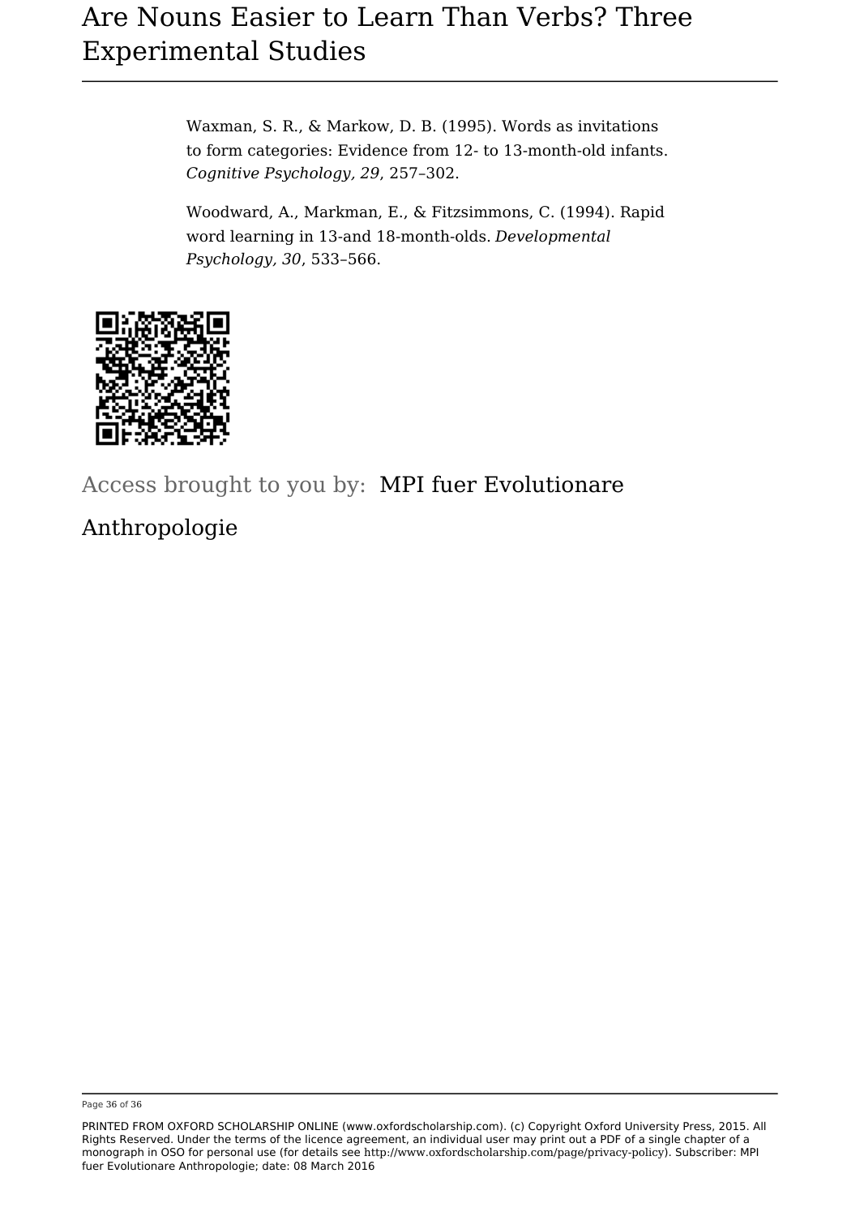Waxman, S. R., & Markow, D. B. (1995). Words as invitations to form categories: Evidence from 12- to 13-month-old infants. *Cognitive Psychology, 29*, 257–302.

Woodward, A., Markman, E., & Fitzsimmons, C. (1994). Rapid word learning in 13-and 18-month-olds. *Developmental Psychology, 30*, 533–566.